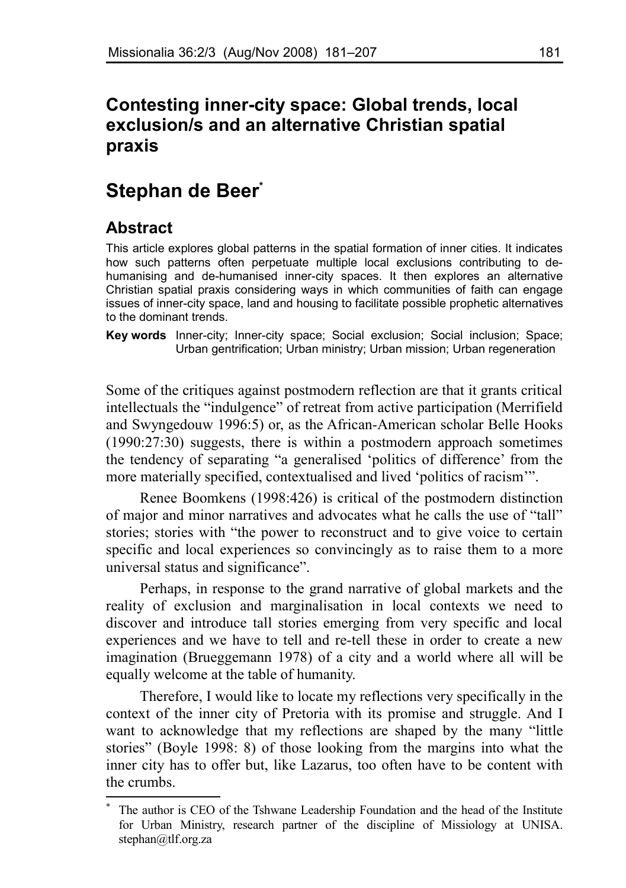# Contesting inner-city space: Global trends, local exclusion/s and an alternative Christian spatial praxis

## Stephan de Beer[*]

### Abstract

This article explores global patterns in the spatial formation of inner cities. It indicates how such patterns often perpetuate multiple local exclusions contributing to de-humanising and de-humanised inner-city spaces. It then explores an alternative Christian spatial praxis considering ways in which communities of faith can engage issues of inner-city space, land and housing to facilitate possible prophetic alternatives to the dominant trends.

**Key words** Inner-city; Inner-city space; Social exclusion; Social inclusion; Space; Urban gentrification; Urban ministry; Urban mission; Urban regeneration

Some of the critiques against postmodern reflection are that it grants critical intellectuals the "indulgence" of retreat from active participation (Merrifield and Swyngedouw 1996:5) or, as the African-American scholar Belle Hooks (1990:27:30) suggests, there is within a postmodern approach sometimes the tendency of separating "a generalised 'politics of difference' from the more materially specified, contextualised and lived 'politics of racism'".

Renee Boomkens (1998:426) is critical of the postmodern distinction of major and minor narratives and advocates what he calls the use of "tall" stories; stories with "the power to reconstruct and to give voice to certain specific and local experiences so convincingly as to raise them to a more universal status and significance".

Perhaps, in response to the grand narrative of global markets and the reality of exclusion and marginalisation in local contexts we need to discover and introduce tall stories emerging from very specific and local experiences and we have to tell and re-tell these in order to create a new imagination (Brueggemann 1978) of a city and a world where all will be equally welcome at the table of humanity.

Therefore, I would like to locate my reflections very specifically in the context of the inner city of Pretoria with its promise and struggle. And I want to acknowledge that my reflections are shaped by the many "little stories" (Boyle 1998: 8) of those looking from the margins into what the inner city has to offer but, like Lazarus, too often have to be content with the crumbs.

[*] The author is CEO of the Tshwane Leadership Foundation and the head of the Institute for Urban Ministry, research partner of the discipline of Missiology at UNISA. stephan@tlf.org.za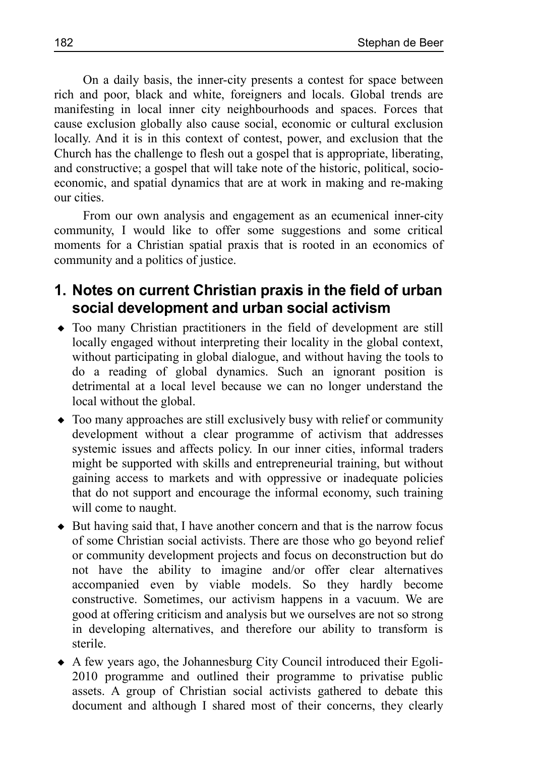On a daily basis, the inner-city presents a contest for space between rich and poor, black and white, foreigners and locals. Global trends are manifesting in local inner city neighbourhoods and spaces. Forces that cause exclusion globally also cause social, economic or cultural exclusion locally. And it is in this context of contest, power, and exclusion that the Church has the challenge to flesh out a gospel that is appropriate, liberating, and constructive; a gospel that will take note of the historic, political, socio-economic, and spatial dynamics that are at work in making and re-making our cities.

From our own analysis and engagement as an ecumenical inner-city community, I would like to offer some suggestions and some critical moments for a Christian spatial praxis that is rooted in an economics of community and a politics of justice.

## 1. Notes on current Christian praxis in the field of urban social development and urban social activism

- Too many Christian practitioners in the field of development are still locally engaged without interpreting their locality in the global context, without participating in global dialogue, and without having the tools to do a reading of global dynamics. Such an ignorant position is detrimental at a local level because we can no longer understand the local without the global.
- Too many approaches are still exclusively busy with relief or community development without a clear programme of activism that addresses systemic issues and affects policy. In our inner cities, informal traders might be supported with skills and entrepreneurial training, but without gaining access to markets and with oppressive or inadequate policies that do not support and encourage the informal economy, such training will come to naught.
- But having said that, I have another concern and that is the narrow focus of some Christian social activists. There are those who go beyond relief or community development projects and focus on deconstruction but do not have the ability to imagine and/or offer clear alternatives accompanied even by viable models. So they hardly become constructive. Sometimes, our activism happens in a vacuum. We are good at offering criticism and analysis but we ourselves are not so strong in developing alternatives, and therefore our ability to transform is sterile.
- A few years ago, the Johannesburg City Council introduced their Egoli-2010 programme and outlined their programme to privatise public assets. A group of Christian social activists gathered to debate this document and although I shared most of their concerns, they clearly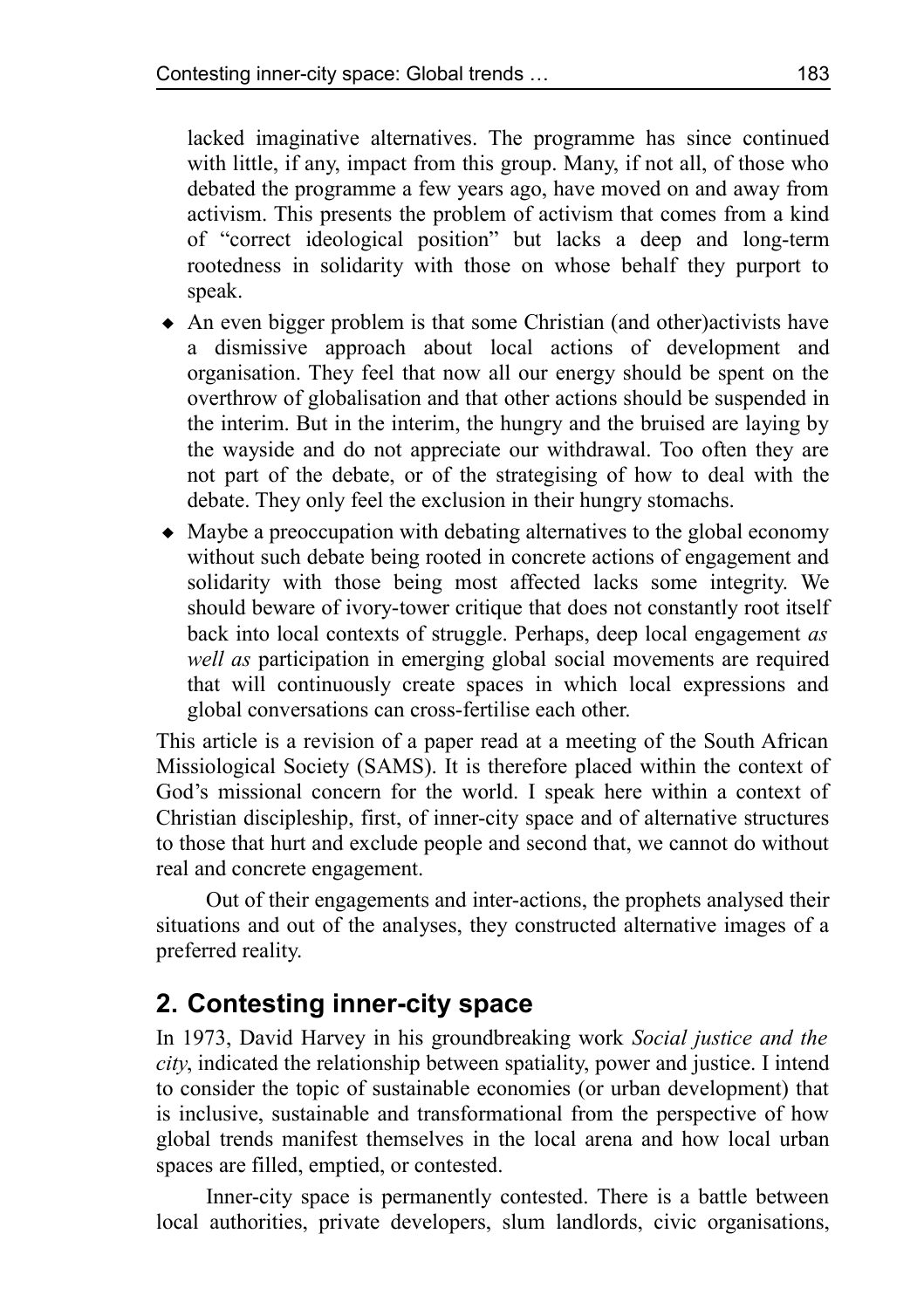lacked imaginative alternatives. The programme has since continued with little, if any, impact from this group. Many, if not all, of those who debated the programme a few years ago, have moved on and away from activism. This presents the problem of activism that comes from a kind of "correct ideological position" but lacks a deep and long-term rootedness in solidarity with those on whose behalf they purport to speak.

- An even bigger problem is that some Christian (and other)activists have a dismissive approach about local actions of development and organisation. They feel that now all our energy should be spent on the overthrow of globalisation and that other actions should be suspended in the interim. But in the interim, the hungry and the bruised are laying by the wayside and do not appreciate our withdrawal. Too often they are not part of the debate, or of the strategising of how to deal with the debate. They only feel the exclusion in their hungry stomachs.
- Maybe a preoccupation with debating alternatives to the global economy without such debate being rooted in concrete actions of engagement and solidarity with those being most affected lacks some integrity. We should beware of ivory-tower critique that does not constantly root itself back into local contexts of struggle. Perhaps, deep local engagement *as well as* participation in emerging global social movements are required that will continuously create spaces in which local expressions and global conversations can cross-fertilise each other.

This article is a revision of a paper read at a meeting of the South African Missiological Society (SAMS). It is therefore placed within the context of God's missional concern for the world. I speak here within a context of Christian discipleship, first, of inner-city space and of alternative structures to those that hurt and exclude people and second that, we cannot do without real and concrete engagement.

Out of their engagements and inter-actions, the prophets analysed their situations and out of the analyses, they constructed alternative images of a preferred reality.

## 2. Contesting inner-city space

In 1973, David Harvey in his groundbreaking work *Social justice and the city*, indicated the relationship between spatiality, power and justice. I intend to consider the topic of sustainable economies (or urban development) that is inclusive, sustainable and transformational from the perspective of how global trends manifest themselves in the local arena and how local urban spaces are filled, emptied, or contested.

Inner-city space is permanently contested. There is a battle between local authorities, private developers, slum landlords, civic organisations,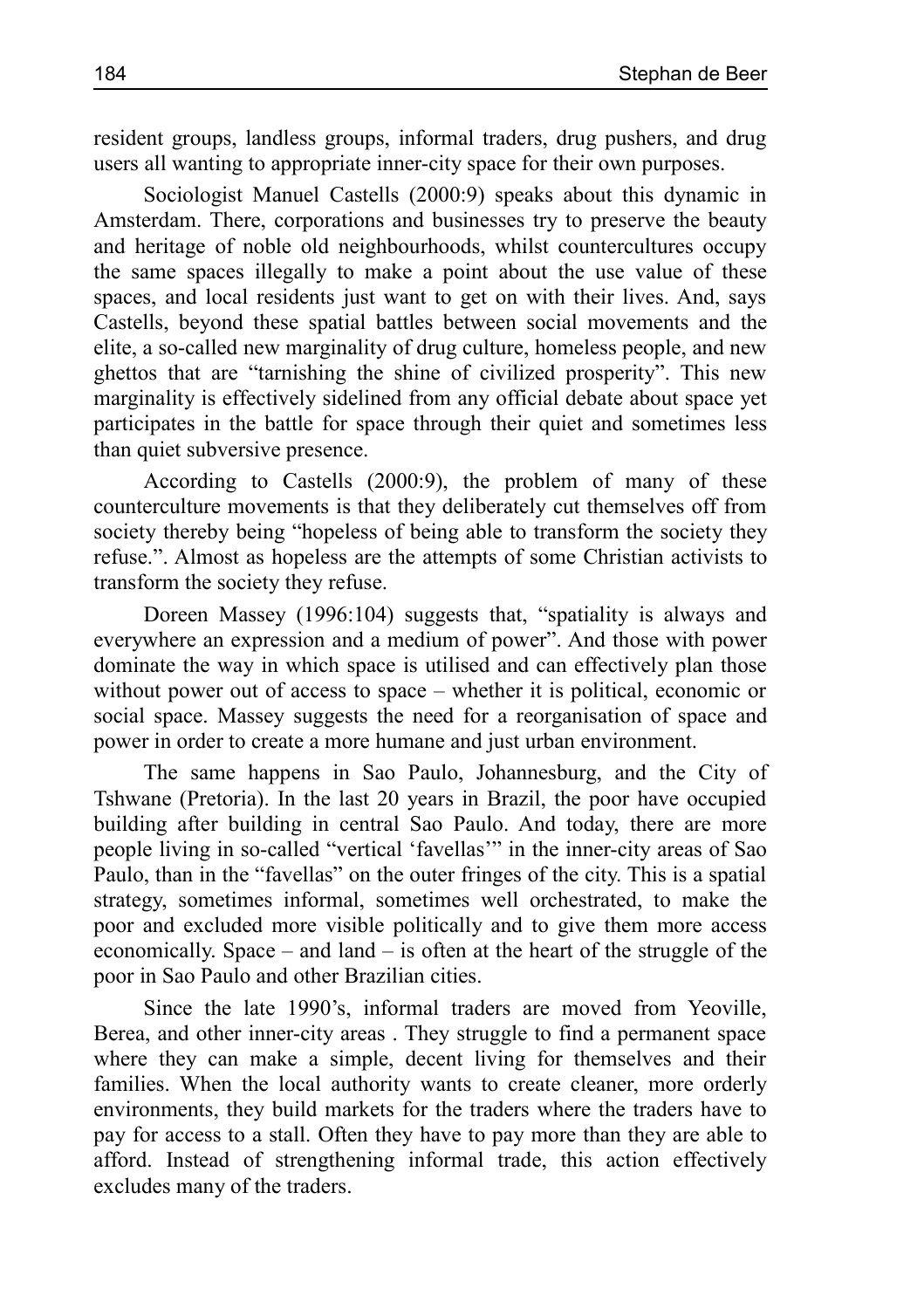resident groups, landless groups, informal traders, drug pushers, and drug users all wanting to appropriate inner-city space for their own purposes.

Sociologist Manuel Castells (2000:9) speaks about this dynamic in Amsterdam. There, corporations and businesses try to preserve the beauty and heritage of noble old neighbourhoods, whilst countercultures occupy the same spaces illegally to make a point about the use value of these spaces, and local residents just want to get on with their lives. And, says Castells, beyond these spatial battles between social movements and the elite, a so-called new marginality of drug culture, homeless people, and new ghettos that are "tarnishing the shine of civilized prosperity". This new marginality is effectively sidelined from any official debate about space yet participates in the battle for space through their quiet and sometimes less than quiet subversive presence.

According to Castells (2000:9), the problem of many of these counterculture movements is that they deliberately cut themselves off from society thereby being "hopeless of being able to transform the society they refuse.". Almost as hopeless are the attempts of some Christian activists to transform the society they refuse.

Doreen Massey (1996:104) suggests that, "spatiality is always and everywhere an expression and a medium of power". And those with power dominate the way in which space is utilised and can effectively plan those without power out of access to space – whether it is political, economic or social space. Massey suggests the need for a reorganisation of space and power in order to create a more humane and just urban environment.

The same happens in Sao Paulo, Johannesburg, and the City of Tshwane (Pretoria). In the last 20 years in Brazil, the poor have occupied building after building in central Sao Paulo. And today, there are more people living in so-called "vertical 'favellas'" in the inner-city areas of Sao Paulo, than in the "favellas" on the outer fringes of the city. This is a spatial strategy, sometimes informal, sometimes well orchestrated, to make the poor and excluded more visible politically and to give them more access economically. Space – and land – is often at the heart of the struggle of the poor in Sao Paulo and other Brazilian cities.

Since the late 1990's, informal traders are moved from Yeoville, Berea, and other inner-city areas . They struggle to find a permanent space where they can make a simple, decent living for themselves and their families. When the local authority wants to create cleaner, more orderly environments, they build markets for the traders where the traders have to pay for access to a stall. Often they have to pay more than they are able to afford. Instead of strengthening informal trade, this action effectively excludes many of the traders.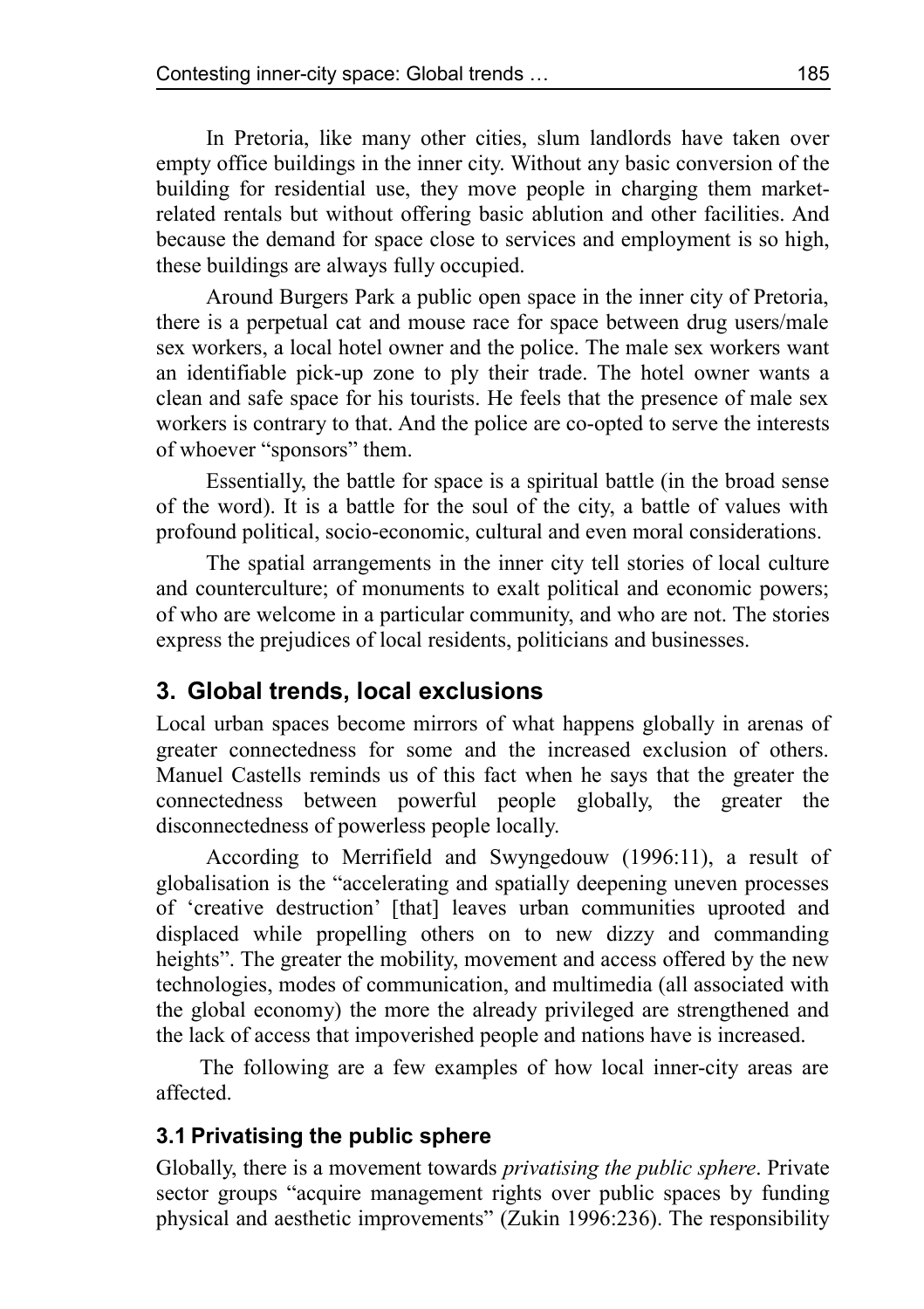In Pretoria, like many other cities, slum landlords have taken over empty office buildings in the inner city. Without any basic conversion of the building for residential use, they move people in charging them market-related rentals but without offering basic ablution and other facilities. And because the demand for space close to services and employment is so high, these buildings are always fully occupied.

Around Burgers Park a public open space in the inner city of Pretoria, there is a perpetual cat and mouse race for space between drug users/male sex workers, a local hotel owner and the police. The male sex workers want an identifiable pick-up zone to ply their trade. The hotel owner wants a clean and safe space for his tourists. He feels that the presence of male sex workers is contrary to that. And the police are co-opted to serve the interests of whoever "sponsors" them.

Essentially, the battle for space is a spiritual battle (in the broad sense of the word). It is a battle for the soul of the city, a battle of values with profound political, socio-economic, cultural and even moral considerations.

The spatial arrangements in the inner city tell stories of local culture and counterculture; of monuments to exalt political and economic powers; of who are welcome in a particular community, and who are not. The stories express the prejudices of local residents, politicians and businesses.

## 3. Global trends, local exclusions

Local urban spaces become mirrors of what happens globally in arenas of greater connectedness for some and the increased exclusion of others. Manuel Castells reminds us of this fact when he says that the greater the connectedness between powerful people globally, the greater the disconnectedness of powerless people locally.

According to Merrifield and Swyngedouw (1996:11), a result of globalisation is the "accelerating and spatially deepening uneven processes of 'creative destruction' [that] leaves urban communities uprooted and displaced while propelling others on to new dizzy and commanding heights". The greater the mobility, movement and access offered by the new technologies, modes of communication, and multimedia (all associated with the global economy) the more the already privileged are strengthened and the lack of access that impoverished people and nations have is increased.

The following are a few examples of how local inner-city areas are affected.

### 3.1 Privatising the public sphere

Globally, there is a movement towards *privatising the public sphere*. Private sector groups "acquire management rights over public spaces by funding physical and aesthetic improvements" (Zukin 1996:236). The responsibility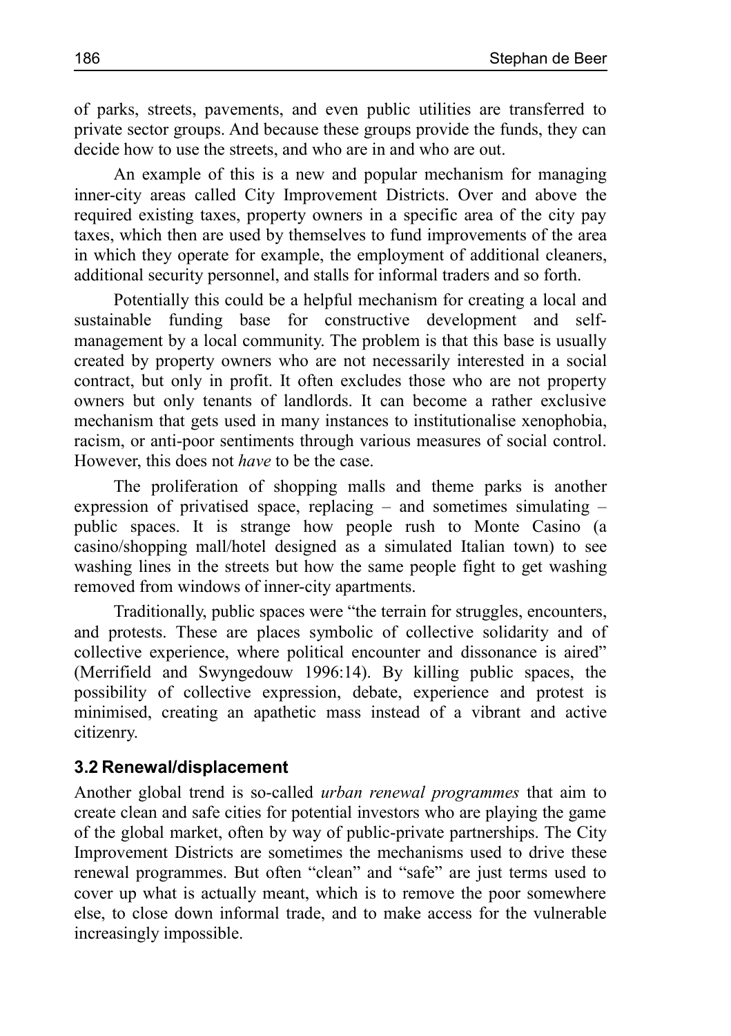of parks, streets, pavements, and even public utilities are transferred to private sector groups. And because these groups provide the funds, they can decide how to use the streets, and who are in and who are out.

An example of this is a new and popular mechanism for managing inner-city areas called City Improvement Districts. Over and above the required existing taxes, property owners in a specific area of the city pay taxes, which then are used by themselves to fund improvements of the area in which they operate for example, the employment of additional cleaners, additional security personnel, and stalls for informal traders and so forth.

Potentially this could be a helpful mechanism for creating a local and sustainable funding base for constructive development and self-management by a local community. The problem is that this base is usually created by property owners who are not necessarily interested in a social contract, but only in profit. It often excludes those who are not property owners but only tenants of landlords. It can become a rather exclusive mechanism that gets used in many instances to institutionalise xenophobia, racism, or anti-poor sentiments through various measures of social control. However, this does not *have* to be the case.

The proliferation of shopping malls and theme parks is another expression of privatised space, replacing – and sometimes simulating – public spaces. It is strange how people rush to Monte Casino (a casino/shopping mall/hotel designed as a simulated Italian town) to see washing lines in the streets but how the same people fight to get washing removed from windows of inner-city apartments.

Traditionally, public spaces were "the terrain for struggles, encounters, and protests. These are places symbolic of collective solidarity and of collective experience, where political encounter and dissonance is aired" (Merrifield and Swyngedouw 1996:14). By killing public spaces, the possibility of collective expression, debate, experience and protest is minimised, creating an apathetic mass instead of a vibrant and active citizenry.

### 3.2 Renewal/displacement

Another global trend is so-called *urban renewal programmes* that aim to create clean and safe cities for potential investors who are playing the game of the global market, often by way of public-private partnerships. The City Improvement Districts are sometimes the mechanisms used to drive these renewal programmes. But often "clean" and "safe" are just terms used to cover up what is actually meant, which is to remove the poor somewhere else, to close down informal trade, and to make access for the vulnerable increasingly impossible.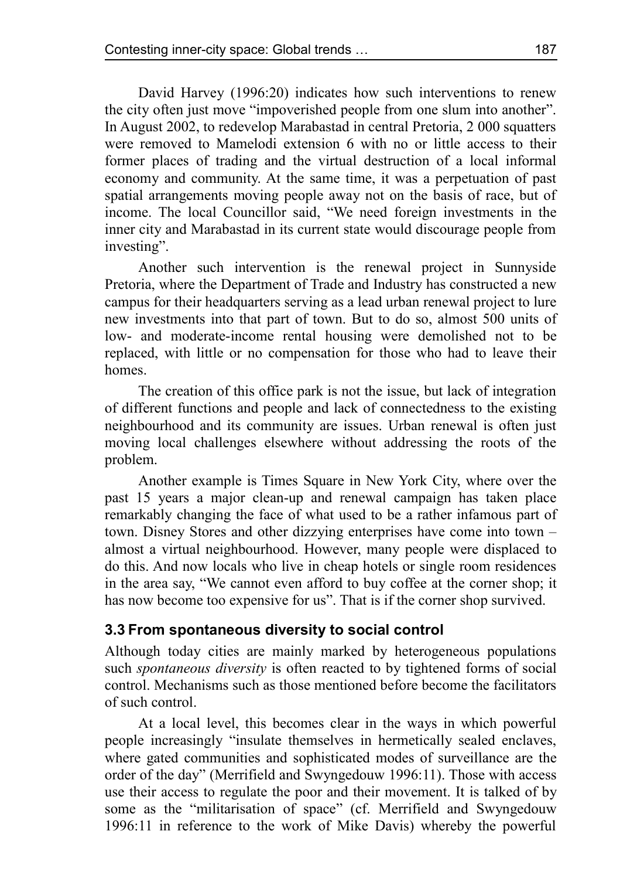David Harvey (1996:20) indicates how such interventions to renew the city often just move "impoverished people from one slum into another". In August 2002, to redevelop Marabastad in central Pretoria, 2 000 squatters were removed to Mamelodi extension 6 with no or little access to their former places of trading and the virtual destruction of a local informal economy and community. At the same time, it was a perpetuation of past spatial arrangements moving people away not on the basis of race, but of income. The local Councillor said, "We need foreign investments in the inner city and Marabastad in its current state would discourage people from investing".

Another such intervention is the renewal project in Sunnyside Pretoria, where the Department of Trade and Industry has constructed a new campus for their headquarters serving as a lead urban renewal project to lure new investments into that part of town. But to do so, almost 500 units of low- and moderate-income rental housing were demolished not to be replaced, with little or no compensation for those who had to leave their homes.

The creation of this office park is not the issue, but lack of integration of different functions and people and lack of connectedness to the existing neighbourhood and its community are issues. Urban renewal is often just moving local challenges elsewhere without addressing the roots of the problem.

Another example is Times Square in New York City, where over the past 15 years a major clean-up and renewal campaign has taken place remarkably changing the face of what used to be a rather infamous part of town. Disney Stores and other dizzying enterprises have come into town – almost a virtual neighbourhood. However, many people were displaced to do this. And now locals who live in cheap hotels or single room residences in the area say, "We cannot even afford to buy coffee at the corner shop; it has now become too expensive for us". That is if the corner shop survived.

### 3.3 From spontaneous diversity to social control

Although today cities are mainly marked by heterogeneous populations such *spontaneous diversity* is often reacted to by tightened forms of social control. Mechanisms such as those mentioned before become the facilitators of such control.

At a local level, this becomes clear in the ways in which powerful people increasingly "insulate themselves in hermetically sealed enclaves, where gated communities and sophisticated modes of surveillance are the order of the day" (Merrifield and Swyngedouw 1996:11). Those with access use their access to regulate the poor and their movement. It is talked of by some as the "militarisation of space" (cf. Merrifield and Swyngedouw 1996:11 in reference to the work of Mike Davis) whereby the powerful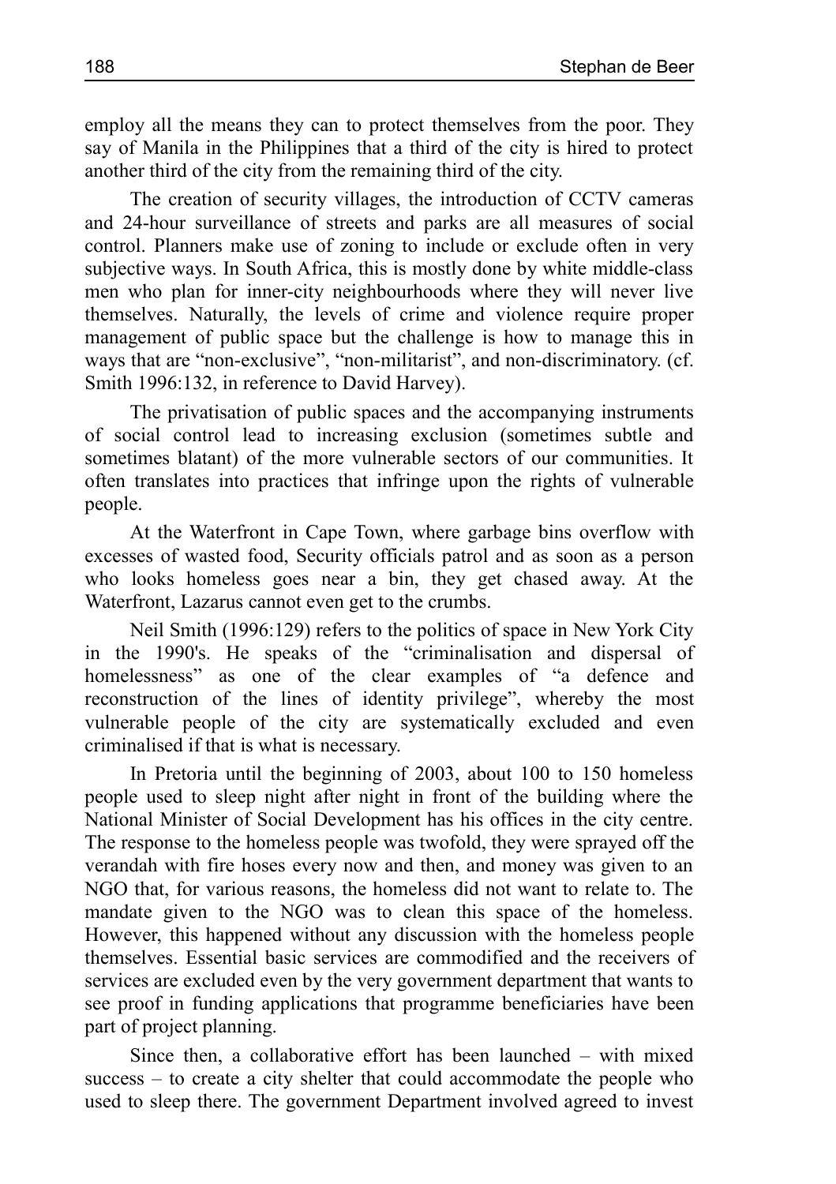employ all the means they can to protect themselves from the poor. They say of Manila in the Philippines that a third of the city is hired to protect another third of the city from the remaining third of the city.

The creation of security villages, the introduction of CCTV cameras and 24-hour surveillance of streets and parks are all measures of social control. Planners make use of zoning to include or exclude often in very subjective ways. In South Africa, this is mostly done by white middle-class men who plan for inner-city neighbourhoods where they will never live themselves. Naturally, the levels of crime and violence require proper management of public space but the challenge is how to manage this in ways that are "non-exclusive", "non-militarist", and non-discriminatory. (cf. Smith 1996:132, in reference to David Harvey).

The privatisation of public spaces and the accompanying instruments of social control lead to increasing exclusion (sometimes subtle and sometimes blatant) of the more vulnerable sectors of our communities. It often translates into practices that infringe upon the rights of vulnerable people.

At the Waterfront in Cape Town, where garbage bins overflow with excesses of wasted food, Security officials patrol and as soon as a person who looks homeless goes near a bin, they get chased away. At the Waterfront, Lazarus cannot even get to the crumbs.

Neil Smith (1996:129) refers to the politics of space in New York City in the 1990's. He speaks of the "criminalisation and dispersal of homelessness" as one of the clear examples of "a defence and reconstruction of the lines of identity privilege", whereby the most vulnerable people of the city are systematically excluded and even criminalised if that is what is necessary.

In Pretoria until the beginning of 2003, about 100 to 150 homeless people used to sleep night after night in front of the building where the National Minister of Social Development has his offices in the city centre. The response to the homeless people was twofold, they were sprayed off the verandah with fire hoses every now and then, and money was given to an NGO that, for various reasons, the homeless did not want to relate to. The mandate given to the NGO was to clean this space of the homeless. However, this happened without any discussion with the homeless people themselves. Essential basic services are commodified and the receivers of services are excluded even by the very government department that wants to see proof in funding applications that programme beneficiaries have been part of project planning.

Since then, a collaborative effort has been launched – with mixed success – to create a city shelter that could accommodate the people who used to sleep there. The government Department involved agreed to invest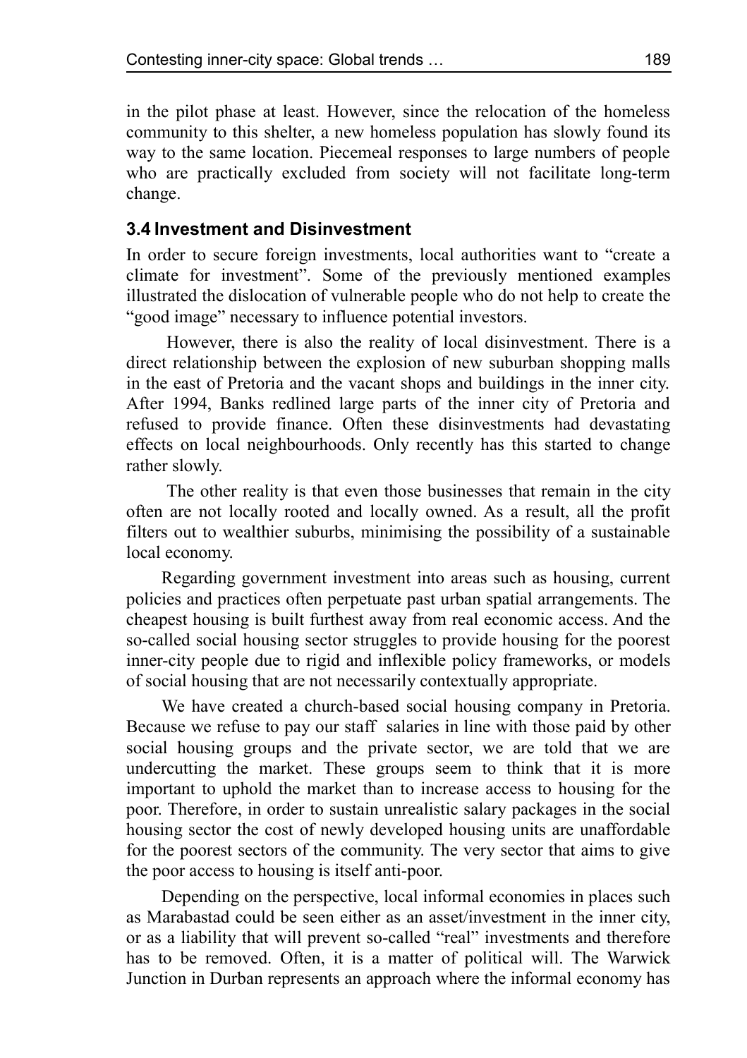in the pilot phase at least. However, since the relocation of the homeless community to this shelter, a new homeless population has slowly found its way to the same location. Piecemeal responses to large numbers of people who are practically excluded from society will not facilitate long-term change.

### 3.4 Investment and Disinvestment

In order to secure foreign investments, local authorities want to "create a climate for investment". Some of the previously mentioned examples illustrated the dislocation of vulnerable people who do not help to create the "good image" necessary to influence potential investors.

However, there is also the reality of local disinvestment. There is a direct relationship between the explosion of new suburban shopping malls in the east of Pretoria and the vacant shops and buildings in the inner city. After 1994, Banks redlined large parts of the inner city of Pretoria and refused to provide finance. Often these disinvestments had devastating effects on local neighbourhoods. Only recently has this started to change rather slowly.

The other reality is that even those businesses that remain in the city often are not locally rooted and locally owned. As a result, all the profit filters out to wealthier suburbs, minimising the possibility of a sustainable local economy.

Regarding government investment into areas such as housing, current policies and practices often perpetuate past urban spatial arrangements. The cheapest housing is built furthest away from real economic access. And the so-called social housing sector struggles to provide housing for the poorest inner-city people due to rigid and inflexible policy frameworks, or models of social housing that are not necessarily contextually appropriate.

We have created a church-based social housing company in Pretoria. Because we refuse to pay our staff salaries in line with those paid by other social housing groups and the private sector, we are told that we are undercutting the market. These groups seem to think that it is more important to uphold the market than to increase access to housing for the poor. Therefore, in order to sustain unrealistic salary packages in the social housing sector the cost of newly developed housing units are unaffordable for the poorest sectors of the community. The very sector that aims to give the poor access to housing is itself anti-poor.

Depending on the perspective, local informal economies in places such as Marabastad could be seen either as an asset/investment in the inner city, or as a liability that will prevent so-called "real" investments and therefore has to be removed. Often, it is a matter of political will. The Warwick Junction in Durban represents an approach where the informal economy has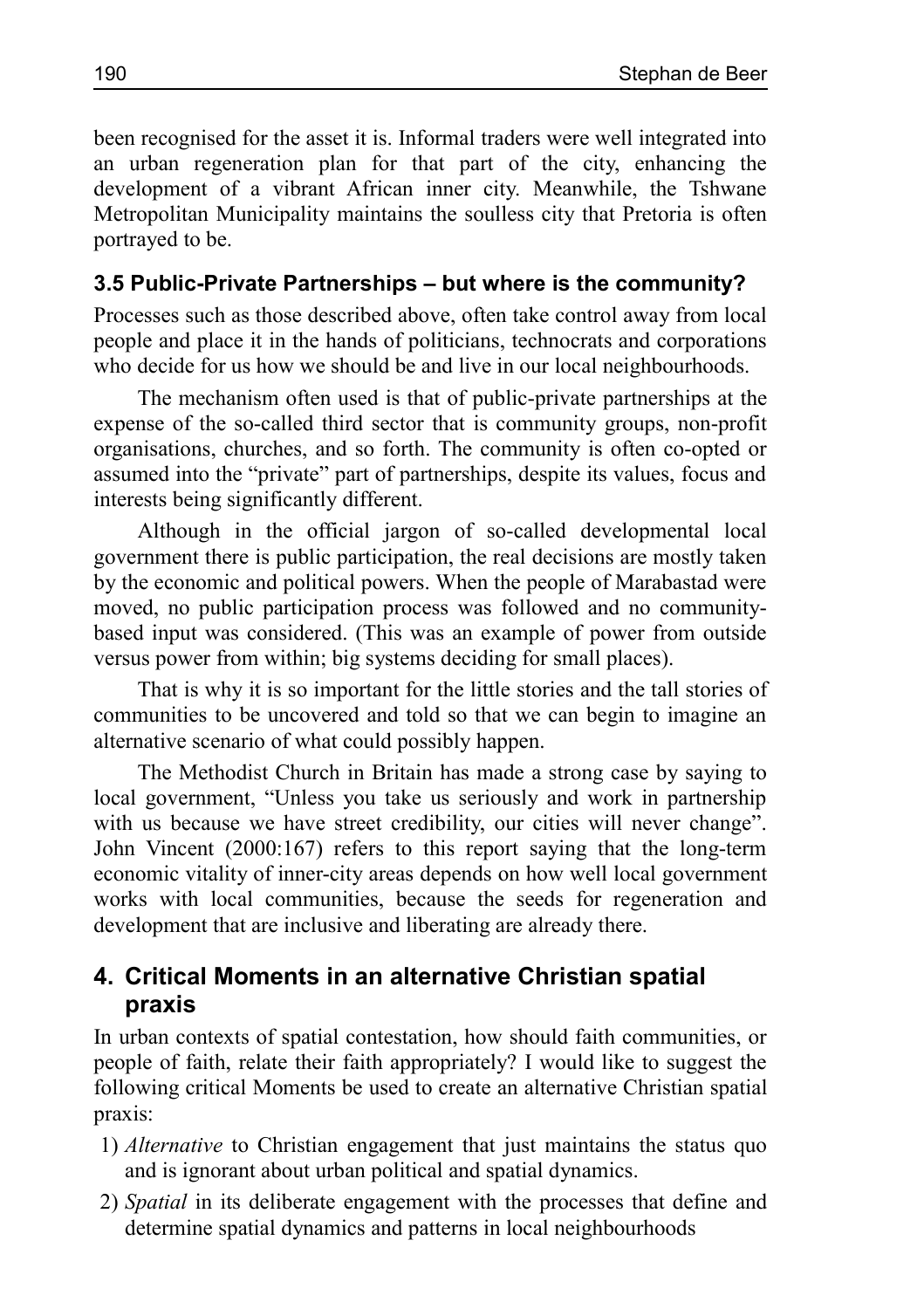been recognised for the asset it is. Informal traders were well integrated into an urban regeneration plan for that part of the city, enhancing the development of a vibrant African inner city. Meanwhile, the Tshwane Metropolitan Municipality maintains the soulless city that Pretoria is often portrayed to be.

### 3.5 Public-Private Partnerships – but where is the community?

Processes such as those described above, often take control away from local people and place it in the hands of politicians, technocrats and corporations who decide for us how we should be and live in our local neighbourhoods.

The mechanism often used is that of public-private partnerships at the expense of the so-called third sector that is community groups, non-profit organisations, churches, and so forth. The community is often co-opted or assumed into the "private" part of partnerships, despite its values, focus and interests being significantly different.

Although in the official jargon of so-called developmental local government there is public participation, the real decisions are mostly taken by the economic and political powers. When the people of Marabastad were moved, no public participation process was followed and no community-based input was considered. (This was an example of power from outside versus power from within; big systems deciding for small places).

That is why it is so important for the little stories and the tall stories of communities to be uncovered and told so that we can begin to imagine an alternative scenario of what could possibly happen.

The Methodist Church in Britain has made a strong case by saying to local government, "Unless you take us seriously and work in partnership with us because we have street credibility, our cities will never change". John Vincent (2000:167) refers to this report saying that the long-term economic vitality of inner-city areas depends on how well local government works with local communities, because the seeds for regeneration and development that are inclusive and liberating are already there.

## 4. Critical Moments in an alternative Christian spatial praxis

In urban contexts of spatial contestation, how should faith communities, or people of faith, relate their faith appropriately? I would like to suggest the following critical Moments be used to create an alternative Christian spatial praxis:

1) *Alternative* to Christian engagement that just maintains the status quo and is ignorant about urban political and spatial dynamics.
2) *Spatial* in its deliberate engagement with the processes that define and determine spatial dynamics and patterns in local neighbourhoods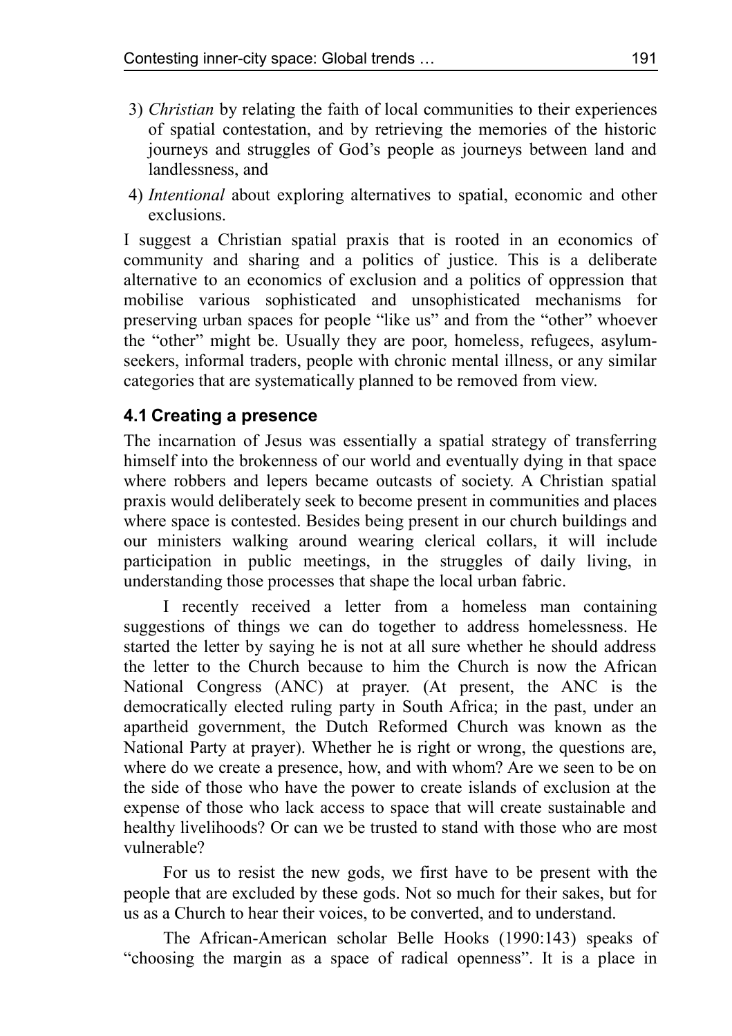3) *Christian* by relating the faith of local communities to their experiences of spatial contestation, and by retrieving the memories of the historic journeys and struggles of God's people as journeys between land and landlessness, and
4) *Intentional* about exploring alternatives to spatial, economic and other exclusions.

I suggest a Christian spatial praxis that is rooted in an economics of community and sharing and a politics of justice. This is a deliberate alternative to an economics of exclusion and a politics of oppression that mobilise various sophisticated and unsophisticated mechanisms for preserving urban spaces for people "like us" and from the "other" whoever the "other" might be. Usually they are poor, homeless, refugees, asylum-seekers, informal traders, people with chronic mental illness, or any similar categories that are systematically planned to be removed from view.

### 4.1 Creating a presence

The incarnation of Jesus was essentially a spatial strategy of transferring himself into the brokenness of our world and eventually dying in that space where robbers and lepers became outcasts of society. A Christian spatial praxis would deliberately seek to become present in communities and places where space is contested. Besides being present in our church buildings and our ministers walking around wearing clerical collars, it will include participation in public meetings, in the struggles of daily living, in understanding those processes that shape the local urban fabric.

I recently received a letter from a homeless man containing suggestions of things we can do together to address homelessness. He started the letter by saying he is not at all sure whether he should address the letter to the Church because to him the Church is now the African National Congress (ANC) at prayer. (At present, the ANC is the democratically elected ruling party in South Africa; in the past, under an apartheid government, the Dutch Reformed Church was known as the National Party at prayer). Whether he is right or wrong, the questions are, where do we create a presence, how, and with whom? Are we seen to be on the side of those who have the power to create islands of exclusion at the expense of those who lack access to space that will create sustainable and healthy livelihoods? Or can we be trusted to stand with those who are most vulnerable?

For us to resist the new gods, we first have to be present with the people that are excluded by these gods. Not so much for their sakes, but for us as a Church to hear their voices, to be converted, and to understand.

The African-American scholar Belle Hooks (1990:143) speaks of "choosing the margin as a space of radical openness". It is a place in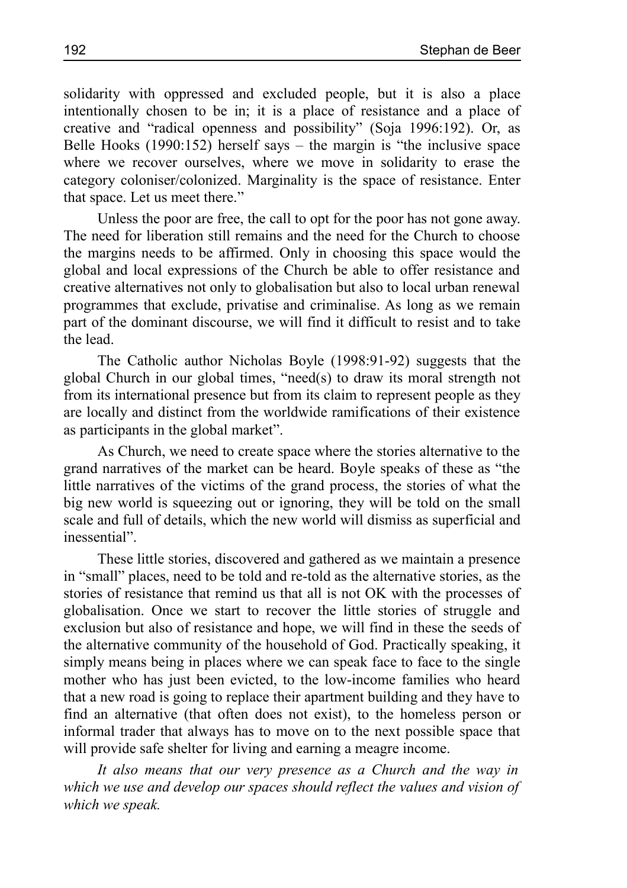solidarity with oppressed and excluded people, but it is also a place intentionally chosen to be in; it is a place of resistance and a place of creative and "radical openness and possibility" (Soja 1996:192). Or, as Belle Hooks (1990:152) herself says – the margin is "the inclusive space where we recover ourselves, where we move in solidarity to erase the category coloniser/colonized. Marginality is the space of resistance. Enter that space. Let us meet there."

Unless the poor are free, the call to opt for the poor has not gone away. The need for liberation still remains and the need for the Church to choose the margins needs to be affirmed. Only in choosing this space would the global and local expressions of the Church be able to offer resistance and creative alternatives not only to globalisation but also to local urban renewal programmes that exclude, privatise and criminalise. As long as we remain part of the dominant discourse, we will find it difficult to resist and to take the lead.

The Catholic author Nicholas Boyle (1998:91-92) suggests that the global Church in our global times, "need(s) to draw its moral strength not from its international presence but from its claim to represent people as they are locally and distinct from the worldwide ramifications of their existence as participants in the global market".

As Church, we need to create space where the stories alternative to the grand narratives of the market can be heard. Boyle speaks of these as "the little narratives of the victims of the grand process, the stories of what the big new world is squeezing out or ignoring, they will be told on the small scale and full of details, which the new world will dismiss as superficial and inessential".

These little stories, discovered and gathered as we maintain a presence in "small" places, need to be told and re-told as the alternative stories, as the stories of resistance that remind us that all is not OK with the processes of globalisation. Once we start to recover the little stories of struggle and exclusion but also of resistance and hope, we will find in these the seeds of the alternative community of the household of God. Practically speaking, it simply means being in places where we can speak face to face to the single mother who has just been evicted, to the low-income families who heard that a new road is going to replace their apartment building and they have to find an alternative (that often does not exist), to the homeless person or informal trader that always has to move on to the next possible space that will provide safe shelter for living and earning a meagre income.

*It also means that our very presence as a Church and the way in which we use and develop our spaces should reflect the values and vision of which we speak.*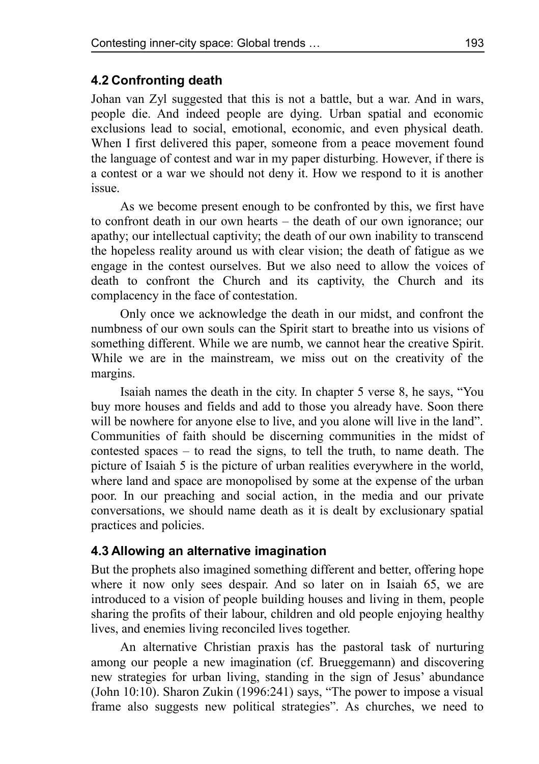### 4.2 Confronting death

Johan van Zyl suggested that this is not a battle, but a war. And in wars, people die. And indeed people are dying. Urban spatial and economic exclusions lead to social, emotional, economic, and even physical death. When I first delivered this paper, someone from a peace movement found the language of contest and war in my paper disturbing. However, if there is a contest or a war we should not deny it. How we respond to it is another issue.

As we become present enough to be confronted by this, we first have to confront death in our own hearts – the death of our own ignorance; our apathy; our intellectual captivity; the death of our own inability to transcend the hopeless reality around us with clear vision; the death of fatigue as we engage in the contest ourselves. But we also need to allow the voices of death to confront the Church and its captivity, the Church and its complacency in the face of contestation.

Only once we acknowledge the death in our midst, and confront the numbness of our own souls can the Spirit start to breathe into us visions of something different. While we are numb, we cannot hear the creative Spirit. While we are in the mainstream, we miss out on the creativity of the margins.

Isaiah names the death in the city. In chapter 5 verse 8, he says, "You buy more houses and fields and add to those you already have. Soon there will be nowhere for anyone else to live, and you alone will live in the land". Communities of faith should be discerning communities in the midst of contested spaces – to read the signs, to tell the truth, to name death. The picture of Isaiah 5 is the picture of urban realities everywhere in the world, where land and space are monopolised by some at the expense of the urban poor. In our preaching and social action, in the media and our private conversations, we should name death as it is dealt by exclusionary spatial practices and policies.

### 4.3 Allowing an alternative imagination

But the prophets also imagined something different and better, offering hope where it now only sees despair. And so later on in Isaiah 65, we are introduced to a vision of people building houses and living in them, people sharing the profits of their labour, children and old people enjoying healthy lives, and enemies living reconciled lives together.

An alternative Christian praxis has the pastoral task of nurturing among our people a new imagination (cf. Brueggemann) and discovering new strategies for urban living, standing in the sign of Jesus' abundance (John 10:10). Sharon Zukin (1996:241) says, "The power to impose a visual frame also suggests new political strategies". As churches, we need to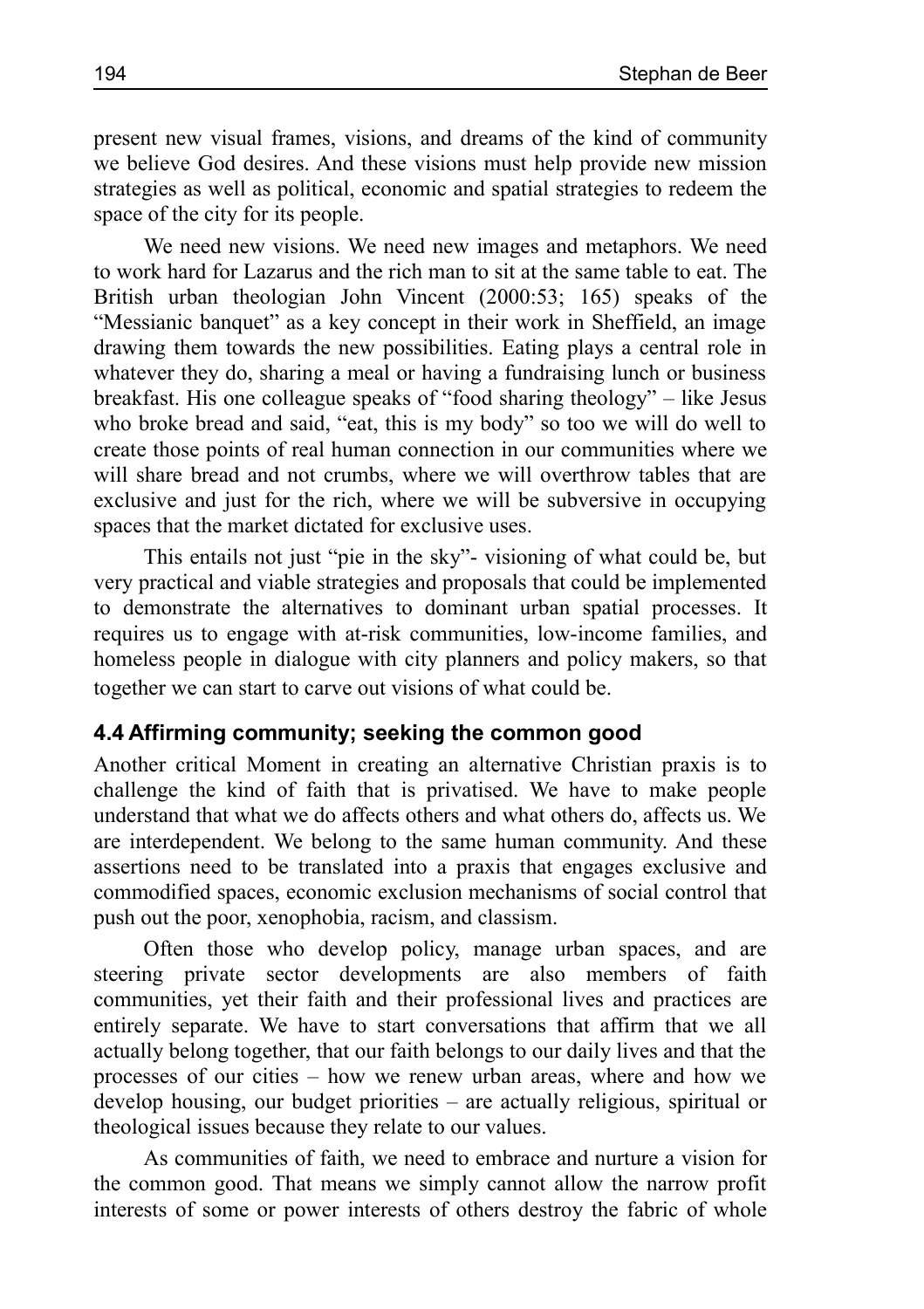present new visual frames, visions, and dreams of the kind of community we believe God desires. And these visions must help provide new mission strategies as well as political, economic and spatial strategies to redeem the space of the city for its people.

We need new visions. We need new images and metaphors. We need to work hard for Lazarus and the rich man to sit at the same table to eat. The British urban theologian John Vincent (2000:53; 165) speaks of the "Messianic banquet" as a key concept in their work in Sheffield, an image drawing them towards the new possibilities. Eating plays a central role in whatever they do, sharing a meal or having a fundraising lunch or business breakfast. His one colleague speaks of "food sharing theology" – like Jesus who broke bread and said, "eat, this is my body" so too we will do well to create those points of real human connection in our communities where we will share bread and not crumbs, where we will overthrow tables that are exclusive and just for the rich, where we will be subversive in occupying spaces that the market dictated for exclusive uses.

This entails not just "pie in the sky"- visioning of what could be, but very practical and viable strategies and proposals that could be implemented to demonstrate the alternatives to dominant urban spatial processes. It requires us to engage with at-risk communities, low-income families, and homeless people in dialogue with city planners and policy makers, so that together we can start to carve out visions of what could be.

### 4.4 Affirming community; seeking the common good

Another critical Moment in creating an alternative Christian praxis is to challenge the kind of faith that is privatised. We have to make people understand that what we do affects others and what others do, affects us. We are interdependent. We belong to the same human community. And these assertions need to be translated into a praxis that engages exclusive and commodified spaces, economic exclusion mechanisms of social control that push out the poor, xenophobia, racism, and classism.

Often those who develop policy, manage urban spaces, and are steering private sector developments are also members of faith communities, yet their faith and their professional lives and practices are entirely separate. We have to start conversations that affirm that we all actually belong together, that our faith belongs to our daily lives and that the processes of our cities – how we renew urban areas, where and how we develop housing, our budget priorities – are actually religious, spiritual or theological issues because they relate to our values.

As communities of faith, we need to embrace and nurture a vision for the common good. That means we simply cannot allow the narrow profit interests of some or power interests of others destroy the fabric of whole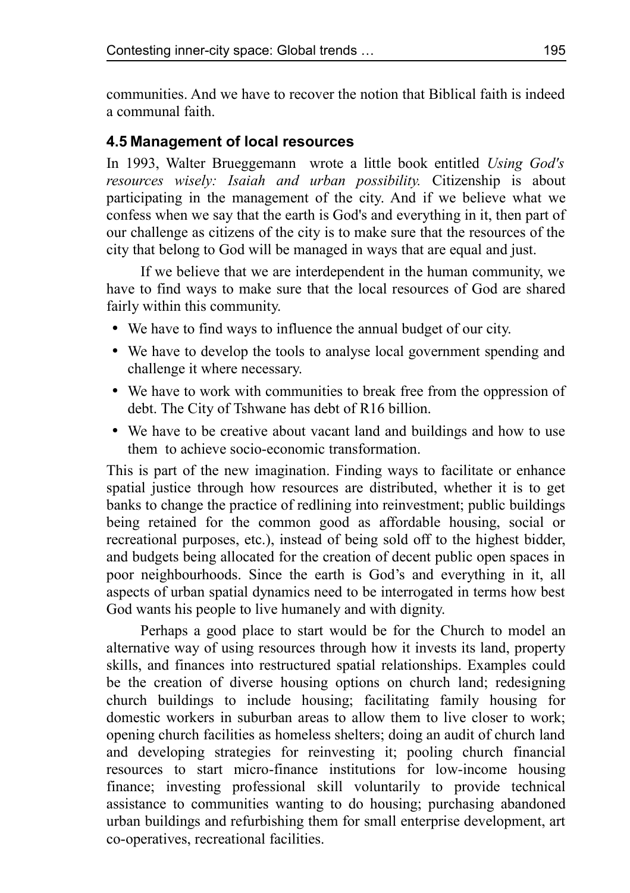communities. And we have to recover the notion that Biblical faith is indeed a communal faith.

### 4.5 Management of local resources

In 1993, Walter Brueggemann wrote a little book entitled *Using God's resources wisely: Isaiah and urban possibility.* Citizenship is about participating in the management of the city. And if we believe what we confess when we say that the earth is God's and everything in it, then part of our challenge as citizens of the city is to make sure that the resources of the city that belong to God will be managed in ways that are equal and just.

If we believe that we are interdependent in the human community, we have to find ways to make sure that the local resources of God are shared fairly within this community.

- We have to find ways to influence the annual budget of our city.
- We have to develop the tools to analyse local government spending and challenge it where necessary.
- We have to work with communities to break free from the oppression of debt. The City of Tshwane has debt of R16 billion.
- We have to be creative about vacant land and buildings and how to use them to achieve socio-economic transformation.

This is part of the new imagination. Finding ways to facilitate or enhance spatial justice through how resources are distributed, whether it is to get banks to change the practice of redlining into reinvestment; public buildings being retained for the common good as affordable housing, social or recreational purposes, etc.), instead of being sold off to the highest bidder, and budgets being allocated for the creation of decent public open spaces in poor neighbourhoods. Since the earth is God's and everything in it, all aspects of urban spatial dynamics need to be interrogated in terms how best God wants his people to live humanely and with dignity.

Perhaps a good place to start would be for the Church to model an alternative way of using resources through how it invests its land, property skills, and finances into restructured spatial relationships. Examples could be the creation of diverse housing options on church land; redesigning church buildings to include housing; facilitating family housing for domestic workers in suburban areas to allow them to live closer to work; opening church facilities as homeless shelters; doing an audit of church land and developing strategies for reinvesting it; pooling church financial resources to start micro-finance institutions for low-income housing finance; investing professional skill voluntarily to provide technical assistance to communities wanting to do housing; purchasing abandoned urban buildings and refurbishing them for small enterprise development, art co-operatives, recreational facilities.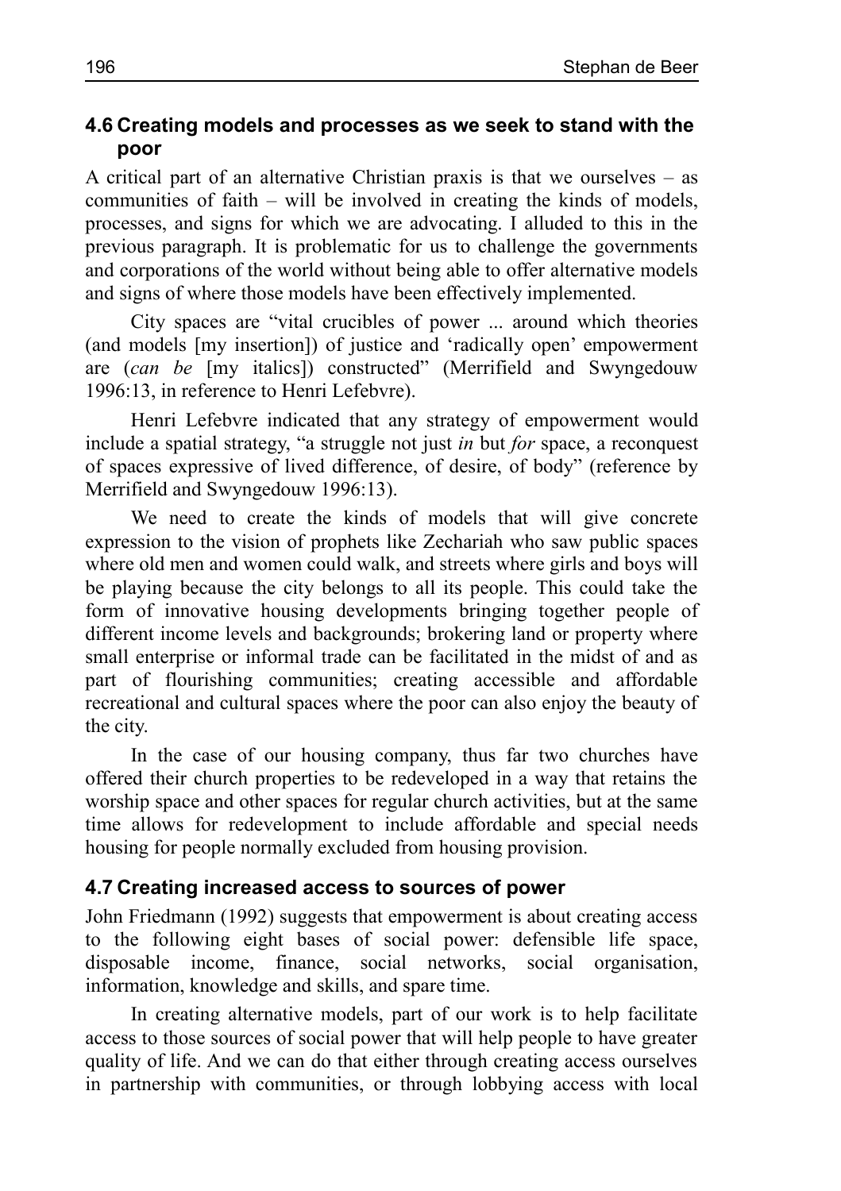### 4.6 Creating models and processes as we seek to stand with the poor

A critical part of an alternative Christian praxis is that we ourselves – as communities of faith – will be involved in creating the kinds of models, processes, and signs for which we are advocating. I alluded to this in the previous paragraph. It is problematic for us to challenge the governments and corporations of the world without being able to offer alternative models and signs of where those models have been effectively implemented.

City spaces are "vital crucibles of power ... around which theories (and models [my insertion]) of justice and 'radically open' empowerment are (*can be* [my italics]) constructed" (Merrifield and Swyngedouw 1996:13, in reference to Henri Lefebvre).

Henri Lefebvre indicated that any strategy of empowerment would include a spatial strategy, "a struggle not just *in* but *for* space, a reconquest of spaces expressive of lived difference, of desire, of body" (reference by Merrifield and Swyngedouw 1996:13).

We need to create the kinds of models that will give concrete expression to the vision of prophets like Zechariah who saw public spaces where old men and women could walk, and streets where girls and boys will be playing because the city belongs to all its people. This could take the form of innovative housing developments bringing together people of different income levels and backgrounds; brokering land or property where small enterprise or informal trade can be facilitated in the midst of and as part of flourishing communities; creating accessible and affordable recreational and cultural spaces where the poor can also enjoy the beauty of the city.

In the case of our housing company, thus far two churches have offered their church properties to be redeveloped in a way that retains the worship space and other spaces for regular church activities, but at the same time allows for redevelopment to include affordable and special needs housing for people normally excluded from housing provision.

### 4.7 Creating increased access to sources of power

John Friedmann (1992) suggests that empowerment is about creating access to the following eight bases of social power: defensible life space, disposable income, finance, social networks, social organisation, information, knowledge and skills, and spare time.

In creating alternative models, part of our work is to help facilitate access to those sources of social power that will help people to have greater quality of life. And we can do that either through creating access ourselves in partnership with communities, or through lobbying access with local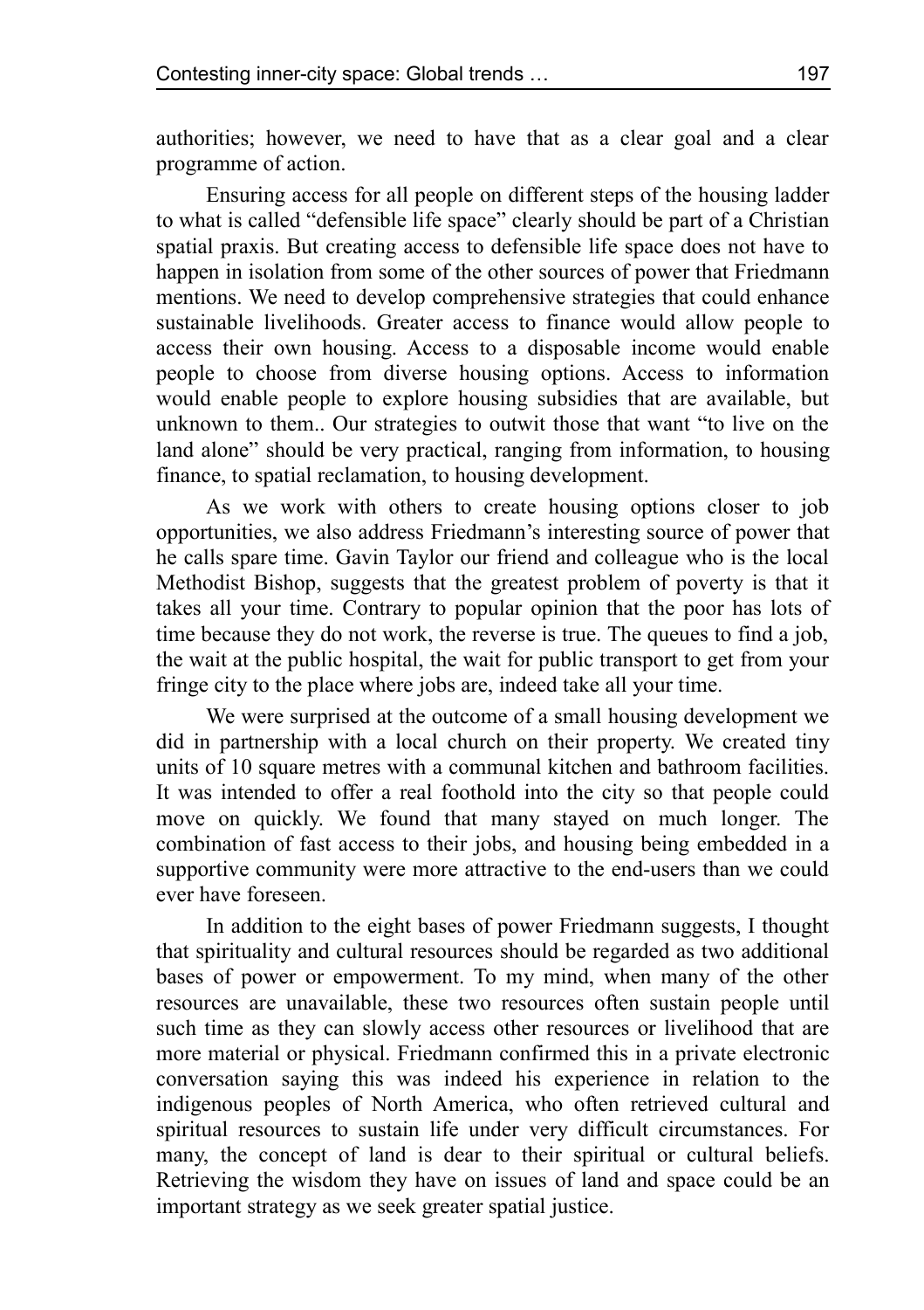authorities; however, we need to have that as a clear goal and a clear programme of action.

Ensuring access for all people on different steps of the housing ladder to what is called "defensible life space" clearly should be part of a Christian spatial praxis. But creating access to defensible life space does not have to happen in isolation from some of the other sources of power that Friedmann mentions. We need to develop comprehensive strategies that could enhance sustainable livelihoods. Greater access to finance would allow people to access their own housing. Access to a disposable income would enable people to choose from diverse housing options. Access to information would enable people to explore housing subsidies that are available, but unknown to them.. Our strategies to outwit those that want "to live on the land alone" should be very practical, ranging from information, to housing finance, to spatial reclamation, to housing development.

As we work with others to create housing options closer to job opportunities, we also address Friedmann's interesting source of power that he calls spare time. Gavin Taylor our friend and colleague who is the local Methodist Bishop, suggests that the greatest problem of poverty is that it takes all your time. Contrary to popular opinion that the poor has lots of time because they do not work, the reverse is true. The queues to find a job, the wait at the public hospital, the wait for public transport to get from your fringe city to the place where jobs are, indeed take all your time.

We were surprised at the outcome of a small housing development we did in partnership with a local church on their property. We created tiny units of 10 square metres with a communal kitchen and bathroom facilities. It was intended to offer a real foothold into the city so that people could move on quickly. We found that many stayed on much longer. The combination of fast access to their jobs, and housing being embedded in a supportive community were more attractive to the end-users than we could ever have foreseen.

In addition to the eight bases of power Friedmann suggests, I thought that spirituality and cultural resources should be regarded as two additional bases of power or empowerment. To my mind, when many of the other resources are unavailable, these two resources often sustain people until such time as they can slowly access other resources or livelihood that are more material or physical. Friedmann confirmed this in a private electronic conversation saying this was indeed his experience in relation to the indigenous peoples of North America, who often retrieved cultural and spiritual resources to sustain life under very difficult circumstances. For many, the concept of land is dear to their spiritual or cultural beliefs. Retrieving the wisdom they have on issues of land and space could be an important strategy as we seek greater spatial justice.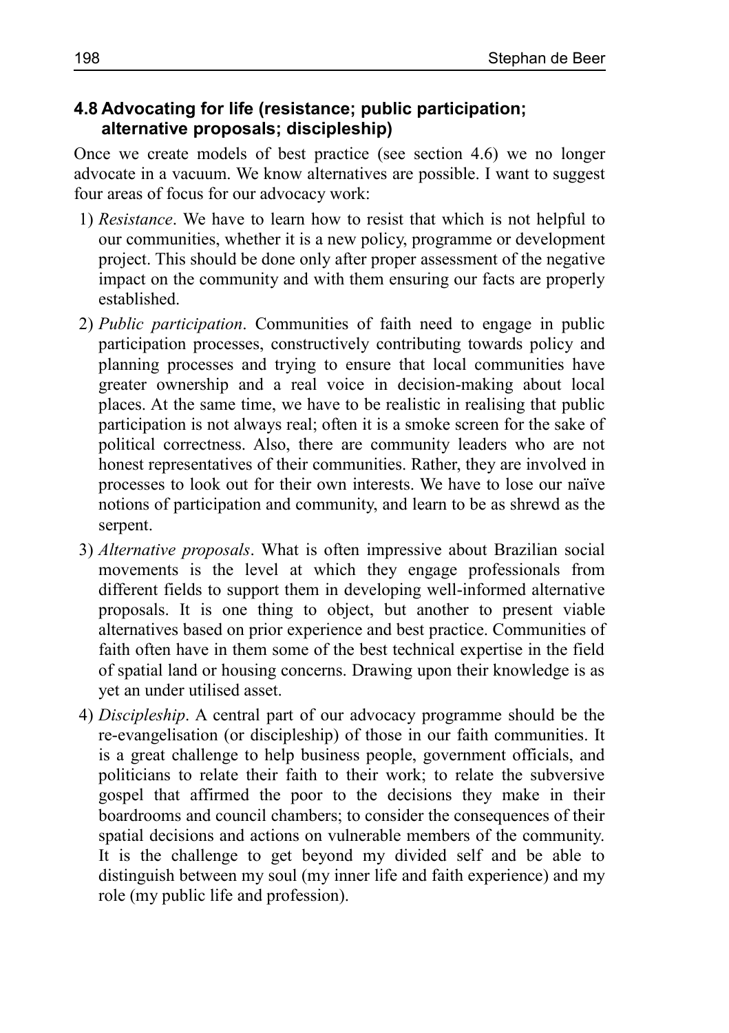### 4.8 Advocating for life (resistance; public participation; alternative proposals; discipleship)

Once we create models of best practice (see section 4.6) we no longer advocate in a vacuum. We know alternatives are possible. I want to suggest four areas of focus for our advocacy work:

1) *Resistance*. We have to learn how to resist that which is not helpful to our communities, whether it is a new policy, programme or development project. This should be done only after proper assessment of the negative impact on the community and with them ensuring our facts are properly established.
2) *Public participation*. Communities of faith need to engage in public participation processes, constructively contributing towards policy and planning processes and trying to ensure that local communities have greater ownership and a real voice in decision-making about local places. At the same time, we have to be realistic in realising that public participation is not always real; often it is a smoke screen for the sake of political correctness. Also, there are community leaders who are not honest representatives of their communities. Rather, they are involved in processes to look out for their own interests. We have to lose our naïve notions of participation and community, and learn to be as shrewd as the serpent.
3) *Alternative proposals*. What is often impressive about Brazilian social movements is the level at which they engage professionals from different fields to support them in developing well-informed alternative proposals. It is one thing to object, but another to present viable alternatives based on prior experience and best practice. Communities of faith often have in them some of the best technical expertise in the field of spatial land or housing concerns. Drawing upon their knowledge is as yet an under utilised asset.
4) *Discipleship*. A central part of our advocacy programme should be the re-evangelisation (or discipleship) of those in our faith communities. It is a great challenge to help business people, government officials, and politicians to relate their faith to their work; to relate the subversive gospel that affirmed the poor to the decisions they make in their boardrooms and council chambers; to consider the consequences of their spatial decisions and actions on vulnerable members of the community. It is the challenge to get beyond my divided self and be able to distinguish between my soul (my inner life and faith experience) and my role (my public life and profession).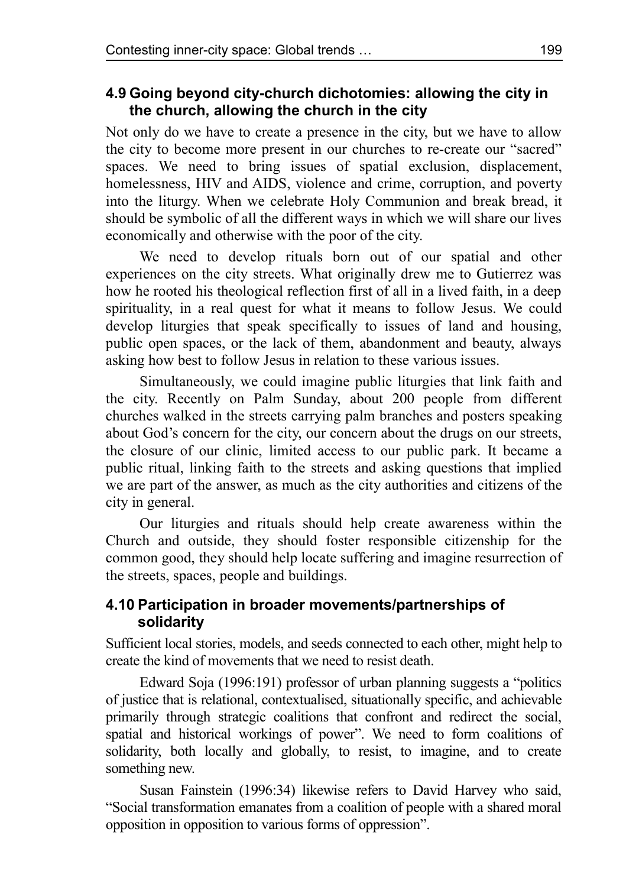### 4.9 Going beyond city-church dichotomies: allowing the city in the church, allowing the church in the city

Not only do we have to create a presence in the city, but we have to allow the city to become more present in our churches to re-create our "sacred" spaces. We need to bring issues of spatial exclusion, displacement, homelessness, HIV and AIDS, violence and crime, corruption, and poverty into the liturgy. When we celebrate Holy Communion and break bread, it should be symbolic of all the different ways in which we will share our lives economically and otherwise with the poor of the city.

We need to develop rituals born out of our spatial and other experiences on the city streets. What originally drew me to Gutierrez was how he rooted his theological reflection first of all in a lived faith, in a deep spirituality, in a real quest for what it means to follow Jesus. We could develop liturgies that speak specifically to issues of land and housing, public open spaces, or the lack of them, abandonment and beauty, always asking how best to follow Jesus in relation to these various issues.

Simultaneously, we could imagine public liturgies that link faith and the city. Recently on Palm Sunday, about 200 people from different churches walked in the streets carrying palm branches and posters speaking about God's concern for the city, our concern about the drugs on our streets, the closure of our clinic, limited access to our public park. It became a public ritual, linking faith to the streets and asking questions that implied we are part of the answer, as much as the city authorities and citizens of the city in general.

Our liturgies and rituals should help create awareness within the Church and outside, they should foster responsible citizenship for the common good, they should help locate suffering and imagine resurrection of the streets, spaces, people and buildings.

### 4.10 Participation in broader movements/partnerships of solidarity

Sufficient local stories, models, and seeds connected to each other, might help to create the kind of movements that we need to resist death.

Edward Soja (1996:191) professor of urban planning suggests a "politics of justice that is relational, contextualised, situationally specific, and achievable primarily through strategic coalitions that confront and redirect the social, spatial and historical workings of power". We need to form coalitions of solidarity, both locally and globally, to resist, to imagine, and to create something new.

Susan Fainstein (1996:34) likewise refers to David Harvey who said, "Social transformation emanates from a coalition of people with a shared moral opposition in opposition to various forms of oppression".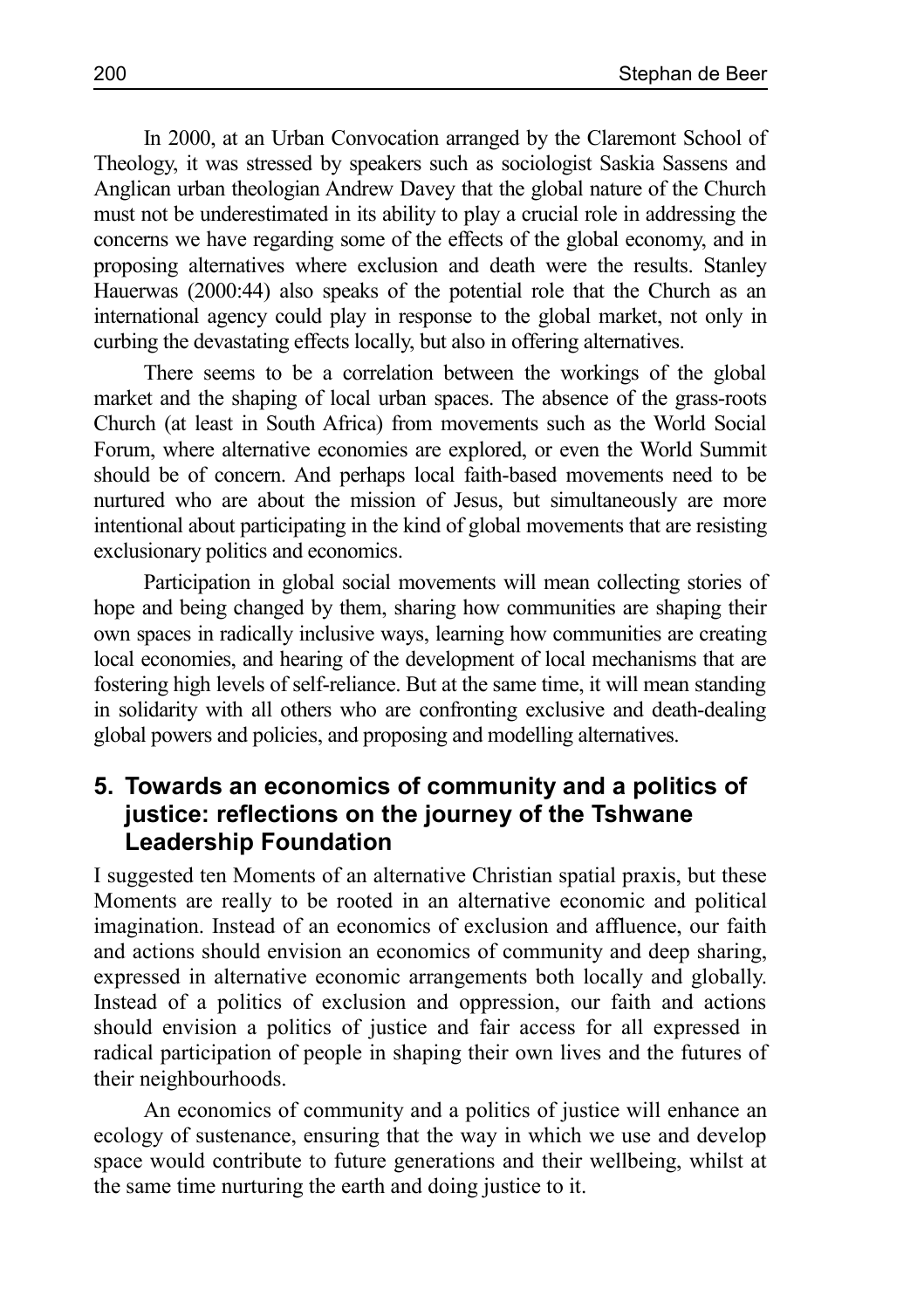In 2000, at an Urban Convocation arranged by the Claremont School of Theology, it was stressed by speakers such as sociologist Saskia Sassens and Anglican urban theologian Andrew Davey that the global nature of the Church must not be underestimated in its ability to play a crucial role in addressing the concerns we have regarding some of the effects of the global economy, and in proposing alternatives where exclusion and death were the results. Stanley Hauerwas (2000:44) also speaks of the potential role that the Church as an international agency could play in response to the global market, not only in curbing the devastating effects locally, but also in offering alternatives.

There seems to be a correlation between the workings of the global market and the shaping of local urban spaces. The absence of the grass-roots Church (at least in South Africa) from movements such as the World Social Forum, where alternative economies are explored, or even the World Summit should be of concern. And perhaps local faith-based movements need to be nurtured who are about the mission of Jesus, but simultaneously are more intentional about participating in the kind of global movements that are resisting exclusionary politics and economics.

Participation in global social movements will mean collecting stories of hope and being changed by them, sharing how communities are shaping their own spaces in radically inclusive ways, learning how communities are creating local economies, and hearing of the development of local mechanisms that are fostering high levels of self-reliance. But at the same time, it will mean standing in solidarity with all others who are confronting exclusive and death-dealing global powers and policies, and proposing and modelling alternatives.

## 5. Towards an economics of community and a politics of justice: reflections on the journey of the Tshwane Leadership Foundation

I suggested ten Moments of an alternative Christian spatial praxis, but these Moments are really to be rooted in an alternative economic and political imagination. Instead of an economics of exclusion and affluence, our faith and actions should envision an economics of community and deep sharing, expressed in alternative economic arrangements both locally and globally. Instead of a politics of exclusion and oppression, our faith and actions should envision a politics of justice and fair access for all expressed in radical participation of people in shaping their own lives and the futures of their neighbourhoods.

An economics of community and a politics of justice will enhance an ecology of sustenance, ensuring that the way in which we use and develop space would contribute to future generations and their wellbeing, whilst at the same time nurturing the earth and doing justice to it.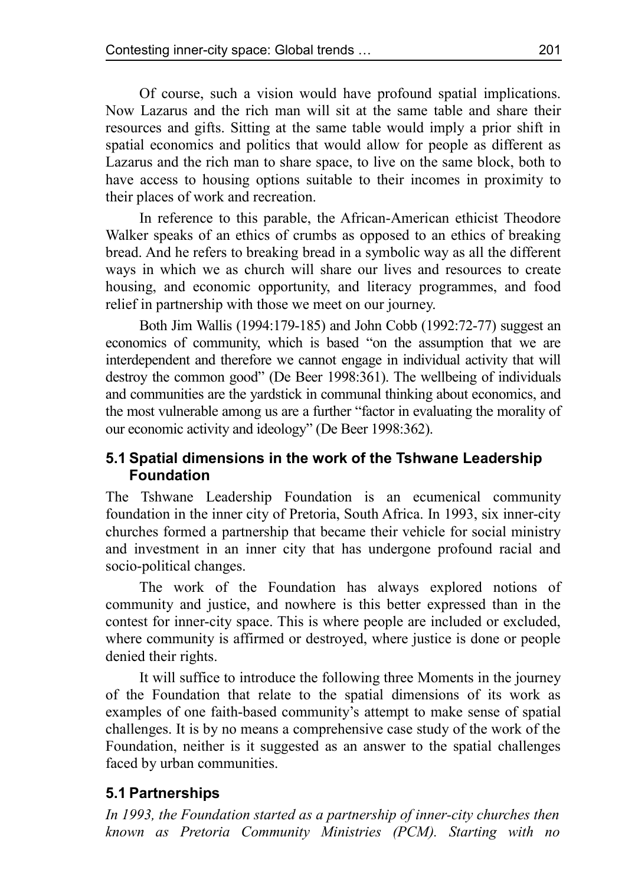Of course, such a vision would have profound spatial implications. Now Lazarus and the rich man will sit at the same table and share their resources and gifts. Sitting at the same table would imply a prior shift in spatial economics and politics that would allow for people as different as Lazarus and the rich man to share space, to live on the same block, both to have access to housing options suitable to their incomes in proximity to their places of work and recreation.

In reference to this parable, the African-American ethicist Theodore Walker speaks of an ethics of crumbs as opposed to an ethics of breaking bread. And he refers to breaking bread in a symbolic way as all the different ways in which we as church will share our lives and resources to create housing, and economic opportunity, and literacy programmes, and food relief in partnership with those we meet on our journey.

Both Jim Wallis (1994:179-185) and John Cobb (1992:72-77) suggest an economics of community, which is based "on the assumption that we are interdependent and therefore we cannot engage in individual activity that will destroy the common good" (De Beer 1998:361). The wellbeing of individuals and communities are the yardstick in communal thinking about economics, and the most vulnerable among us are a further "factor in evaluating the morality of our economic activity and ideology" (De Beer 1998:362).

## 5.1 Spatial dimensions in the work of the Tshwane Leadership Foundation

The Tshwane Leadership Foundation is an ecumenical community foundation in the inner city of Pretoria, South Africa. In 1993, six inner-city churches formed a partnership that became their vehicle for social ministry and investment in an inner city that has undergone profound racial and socio-political changes.

The work of the Foundation has always explored notions of community and justice, and nowhere is this better expressed than in the contest for inner-city space. This is where people are included or excluded, where community is affirmed or destroyed, where justice is done or people denied their rights.

It will suffice to introduce the following three Moments in the journey of the Foundation that relate to the spatial dimensions of its work as examples of one faith-based community's attempt to make sense of spatial challenges. It is by no means a comprehensive case study of the work of the Foundation, neither is it suggested as an answer to the spatial challenges faced by urban communities.

## 5.1 Partnerships

*In 1993, the Foundation started as a partnership of inner-city churches then known as Pretoria Community Ministries (PCM). Starting with no*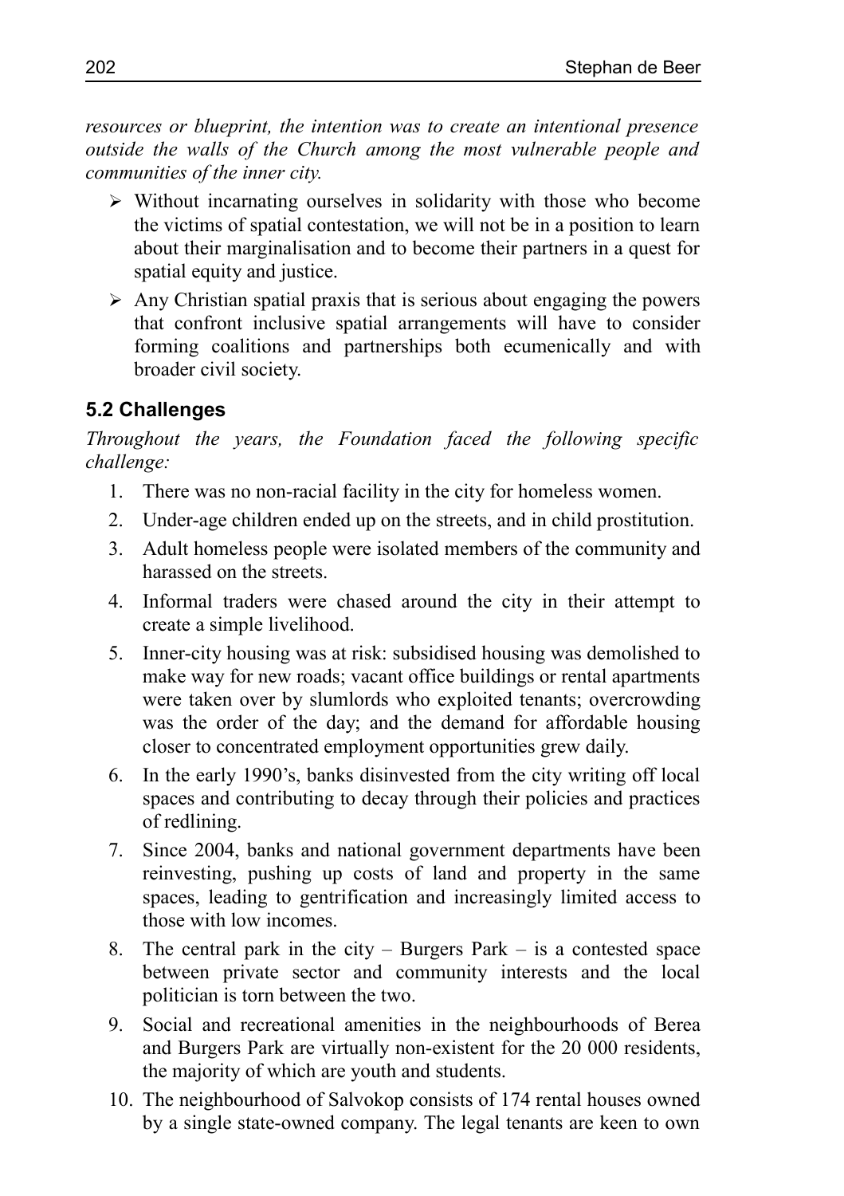*resources or blueprint, the intention was to create an intentional presence outside the walls of the Church among the most vulnerable people and communities of the inner city.*

- Without incarnating ourselves in solidarity with those who become the victims of spatial contestation, we will not be in a position to learn about their marginalisation and to become their partners in a quest for spatial equity and justice.
- Any Christian spatial praxis that is serious about engaging the powers that confront inclusive spatial arrangements will have to consider forming coalitions and partnerships both ecumenically and with broader civil society.

### 5.2 Challenges

*Throughout the years, the Foundation faced the following specific challenge:*

1. There was no non-racial facility in the city for homeless women.
2. Under-age children ended up on the streets, and in child prostitution.
3. Adult homeless people were isolated members of the community and harassed on the streets.
4. Informal traders were chased around the city in their attempt to create a simple livelihood.
5. Inner-city housing was at risk: subsidised housing was demolished to make way for new roads; vacant office buildings or rental apartments were taken over by slumlords who exploited tenants; overcrowding was the order of the day; and the demand for affordable housing closer to concentrated employment opportunities grew daily.
6. In the early 1990's, banks disinvested from the city writing off local spaces and contributing to decay through their policies and practices of redlining.
7. Since 2004, banks and national government departments have been reinvesting, pushing up costs of land and property in the same spaces, leading to gentrification and increasingly limited access to those with low incomes.
8. The central park in the city – Burgers Park – is a contested space between private sector and community interests and the local politician is torn between the two.
9. Social and recreational amenities in the neighbourhoods of Berea and Burgers Park are virtually non-existent for the 20 000 residents, the majority of which are youth and students.
10. The neighbourhood of Salvokop consists of 174 rental houses owned by a single state-owned company. The legal tenants are keen to own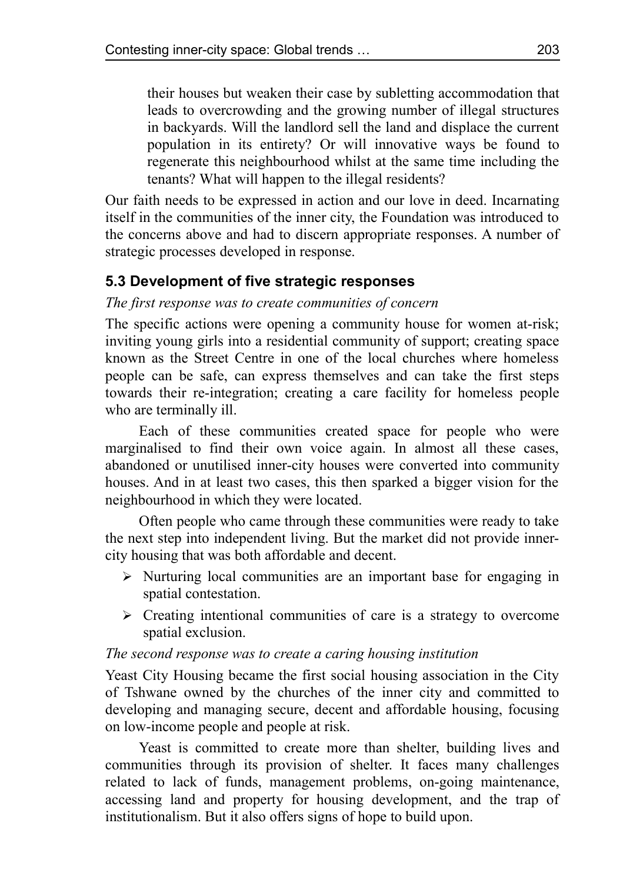their houses but weaken their case by subletting accommodation that leads to overcrowding and the growing number of illegal structures in backyards. Will the landlord sell the land and displace the current population in its entirety? Or will innovative ways be found to regenerate this neighbourhood whilst at the same time including the tenants? What will happen to the illegal residents?

Our faith needs to be expressed in action and our love in deed. Incarnating itself in the communities of the inner city, the Foundation was introduced to the concerns above and had to discern appropriate responses. A number of strategic processes developed in response.

### 5.3 Development of five strategic responses

*The first response was to create communities of concern*

The specific actions were opening a community house for women at-risk; inviting young girls into a residential community of support; creating space known as the Street Centre in one of the local churches where homeless people can be safe, can express themselves and can take the first steps towards their re-integration; creating a care facility for homeless people who are terminally ill.

Each of these communities created space for people who were marginalised to find their own voice again. In almost all these cases, abandoned or unutilised inner-city houses were converted into community houses. And in at least two cases, this then sparked a bigger vision for the neighbourhood in which they were located.

Often people who came through these communities were ready to take the next step into independent living. But the market did not provide inner-city housing that was both affordable and decent.

- Nurturing local communities are an important base for engaging in spatial contestation.
- Creating intentional communities of care is a strategy to overcome spatial exclusion.

*The second response was to create a caring housing institution*

Yeast City Housing became the first social housing association in the City of Tshwane owned by the churches of the inner city and committed to developing and managing secure, decent and affordable housing, focusing on low-income people and people at risk.

Yeast is committed to create more than shelter, building lives and communities through its provision of shelter. It faces many challenges related to lack of funds, management problems, on-going maintenance, accessing land and property for housing development, and the trap of institutionalism. But it also offers signs of hope to build upon.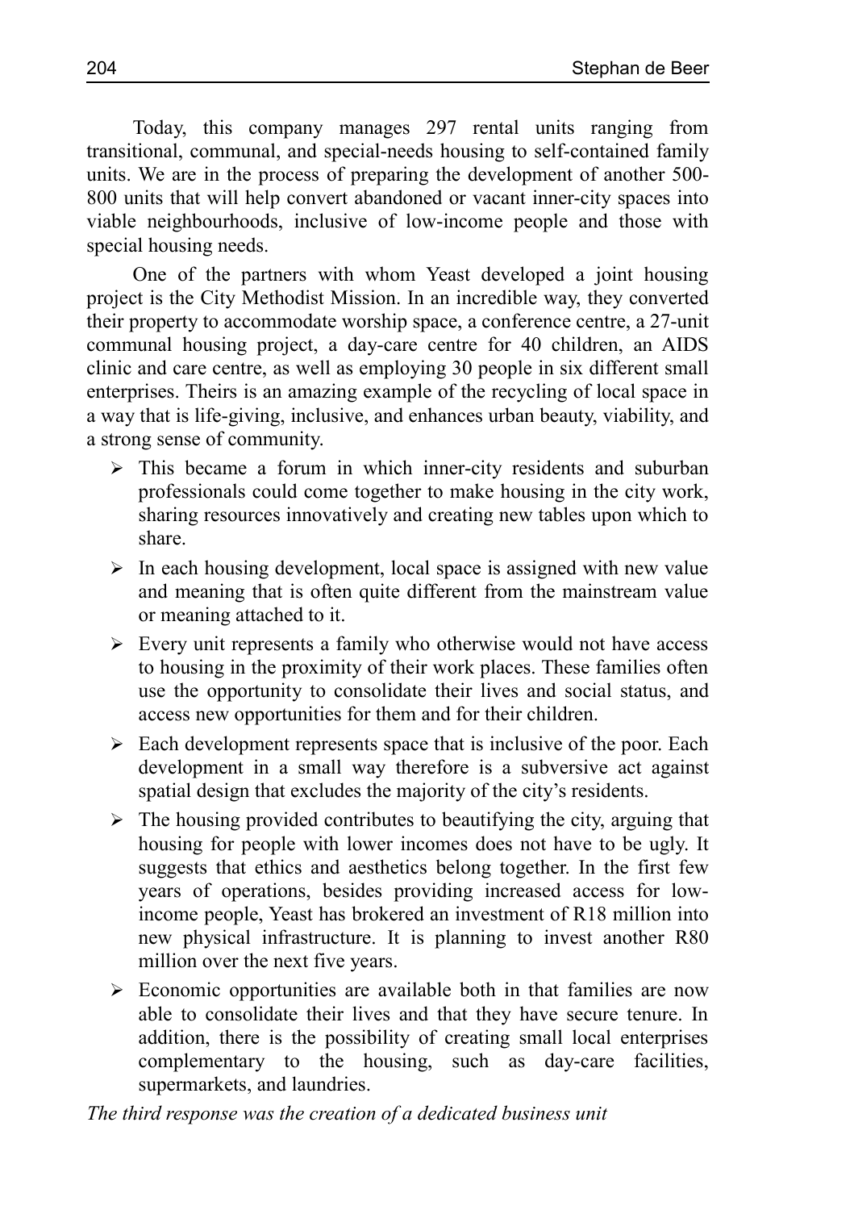Today, this company manages 297 rental units ranging from transitional, communal, and special-needs housing to self-contained family units. We are in the process of preparing the development of another 500-800 units that will help convert abandoned or vacant inner-city spaces into viable neighbourhoods, inclusive of low-income people and those with special housing needs.

One of the partners with whom Yeast developed a joint housing project is the City Methodist Mission. In an incredible way, they converted their property to accommodate worship space, a conference centre, a 27-unit communal housing project, a day-care centre for 40 children, an AIDS clinic and care centre, as well as employing 30 people in six different small enterprises. Theirs is an amazing example of the recycling of local space in a way that is life-giving, inclusive, and enhances urban beauty, viability, and a strong sense of community.

- This became a forum in which inner-city residents and suburban professionals could come together to make housing in the city work, sharing resources innovatively and creating new tables upon which to share.
- In each housing development, local space is assigned with new value and meaning that is often quite different from the mainstream value or meaning attached to it.
- Every unit represents a family who otherwise would not have access to housing in the proximity of their work places. These families often use the opportunity to consolidate their lives and social status, and access new opportunities for them and for their children.
- Each development represents space that is inclusive of the poor. Each development in a small way therefore is a subversive act against spatial design that excludes the majority of the city's residents.
- The housing provided contributes to beautifying the city, arguing that housing for people with lower incomes does not have to be ugly. It suggests that ethics and aesthetics belong together. In the first few years of operations, besides providing increased access for low-income people, Yeast has brokered an investment of R18 million into new physical infrastructure. It is planning to invest another R80 million over the next five years.
- Economic opportunities are available both in that families are now able to consolidate their lives and that they have secure tenure. In addition, there is the possibility of creating small local enterprises complementary to the housing, such as day-care facilities, supermarkets, and laundries.

*The third response was the creation of a dedicated business unit*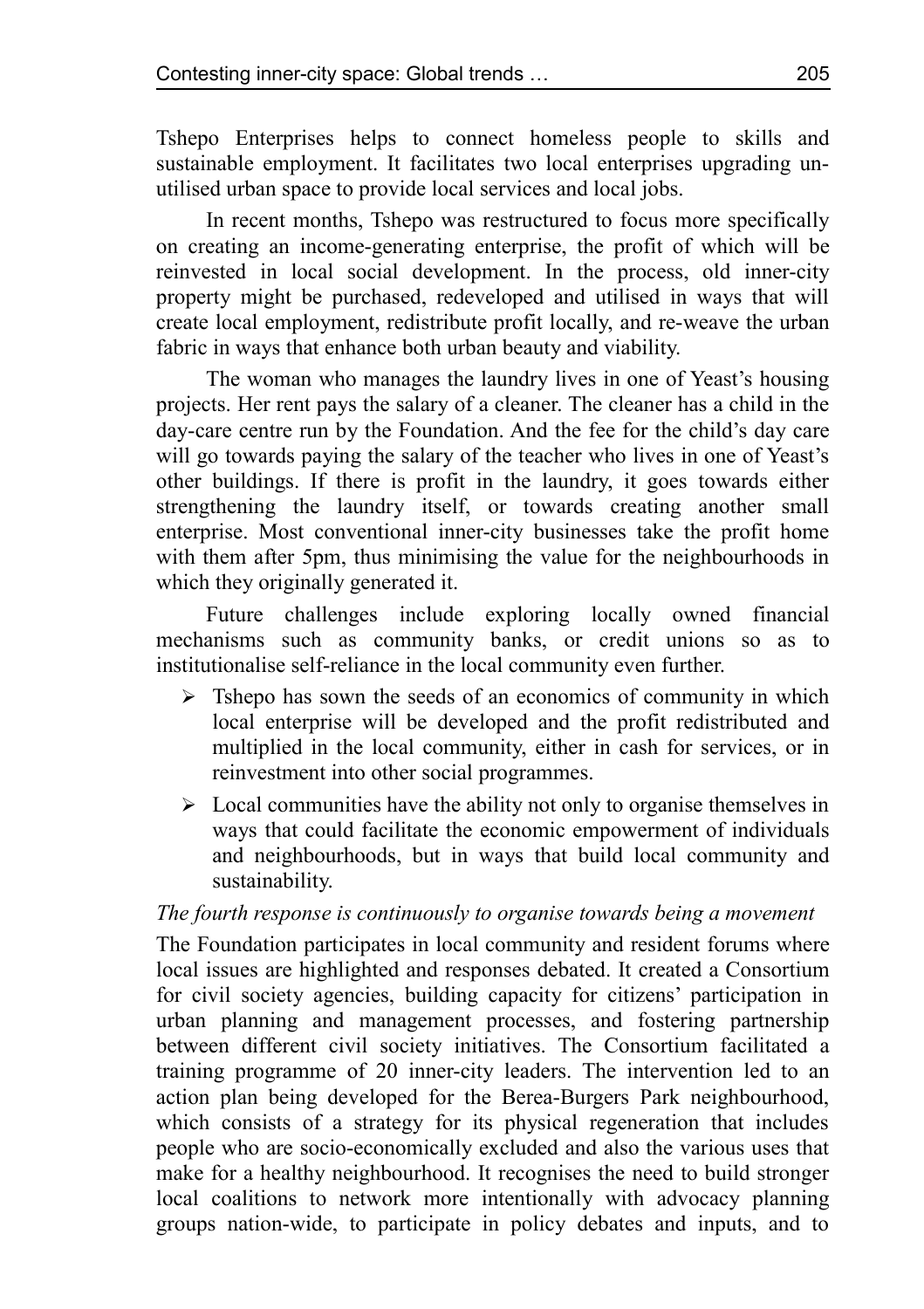Tshepo Enterprises helps to connect homeless people to skills and sustainable employment. It facilitates two local enterprises upgrading un-utilised urban space to provide local services and local jobs.

In recent months, Tshepo was restructured to focus more specifically on creating an income-generating enterprise, the profit of which will be reinvested in local social development. In the process, old inner-city property might be purchased, redeveloped and utilised in ways that will create local employment, redistribute profit locally, and re-weave the urban fabric in ways that enhance both urban beauty and viability.

The woman who manages the laundry lives in one of Yeast's housing projects. Her rent pays the salary of a cleaner. The cleaner has a child in the day-care centre run by the Foundation. And the fee for the child's day care will go towards paying the salary of the teacher who lives in one of Yeast's other buildings. If there is profit in the laundry, it goes towards either strengthening the laundry itself, or towards creating another small enterprise. Most conventional inner-city businesses take the profit home with them after 5pm, thus minimising the value for the neighbourhoods in which they originally generated it.

Future challenges include exploring locally owned financial mechanisms such as community banks, or credit unions so as to institutionalise self-reliance in the local community even further.

- Tshepo has sown the seeds of an economics of community in which local enterprise will be developed and the profit redistributed and multiplied in the local community, either in cash for services, or in reinvestment into other social programmes.
- Local communities have the ability not only to organise themselves in ways that could facilitate the economic empowerment of individuals and neighbourhoods, but in ways that build local community and sustainability.

*The fourth response is continuously to organise towards being a movement*

The Foundation participates in local community and resident forums where local issues are highlighted and responses debated. It created a Consortium for civil society agencies, building capacity for citizens' participation in urban planning and management processes, and fostering partnership between different civil society initiatives. The Consortium facilitated a training programme of 20 inner-city leaders. The intervention led to an action plan being developed for the Berea-Burgers Park neighbourhood, which consists of a strategy for its physical regeneration that includes people who are socio-economically excluded and also the various uses that make for a healthy neighbourhood. It recognises the need to build stronger local coalitions to network more intentionally with advocacy planning groups nation-wide, to participate in policy debates and inputs, and to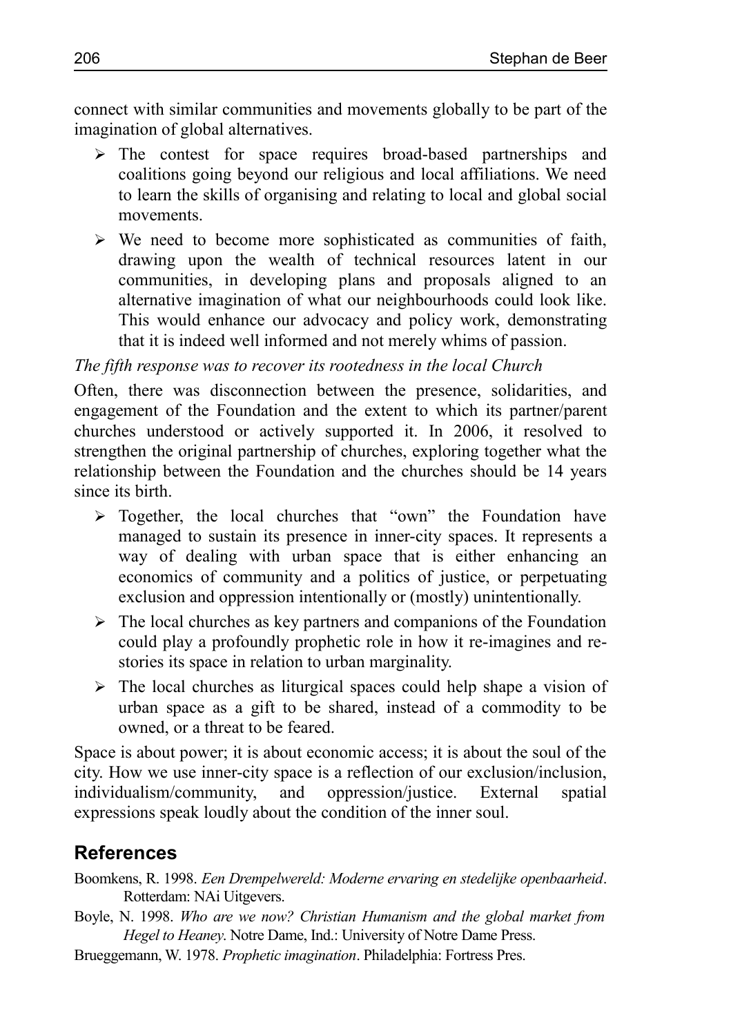connect with similar communities and movements globally to be part of the imagination of global alternatives.

- The contest for space requires broad-based partnerships and coalitions going beyond our religious and local affiliations. We need to learn the skills of organising and relating to local and global social movements.
- We need to become more sophisticated as communities of faith, drawing upon the wealth of technical resources latent in our communities, in developing plans and proposals aligned to an alternative imagination of what our neighbourhoods could look like. This would enhance our advocacy and policy work, demonstrating that it is indeed well informed and not merely whims of passion.

*The fifth response was to recover its rootedness in the local Church*

Often, there was disconnection between the presence, solidarities, and engagement of the Foundation and the extent to which its partner/parent churches understood or actively supported it. In 2006, it resolved to strengthen the original partnership of churches, exploring together what the relationship between the Foundation and the churches should be 14 years since its birth.

- Together, the local churches that "own" the Foundation have managed to sustain its presence in inner-city spaces. It represents a way of dealing with urban space that is either enhancing an economics of community and a politics of justice, or perpetuating exclusion and oppression intentionally or (mostly) unintentionally.
- The local churches as key partners and companions of the Foundation could play a profoundly prophetic role in how it re-imagines and re-stories its space in relation to urban marginality.
- The local churches as liturgical spaces could help shape a vision of urban space as a gift to be shared, instead of a commodity to be owned, or a threat to be feared.

Space is about power; it is about economic access; it is about the soul of the city. How we use inner-city space is a reflection of our exclusion/inclusion, individualism/community, and oppression/justice. External spatial expressions speak loudly about the condition of the inner soul.

## References

Boomkens, R. 1998. *Een Drempelwereld: Moderne ervaring en stedelijke openbaarheid*. Rotterdam: NAi Uitgevers.

Boyle, N. 1998. *Who are we now? Christian Humanism and the global market from Hegel to Heaney*. Notre Dame, Ind.: University of Notre Dame Press.

Brueggemann, W. 1978. *Prophetic imagination*. Philadelphia: Fortress Pres.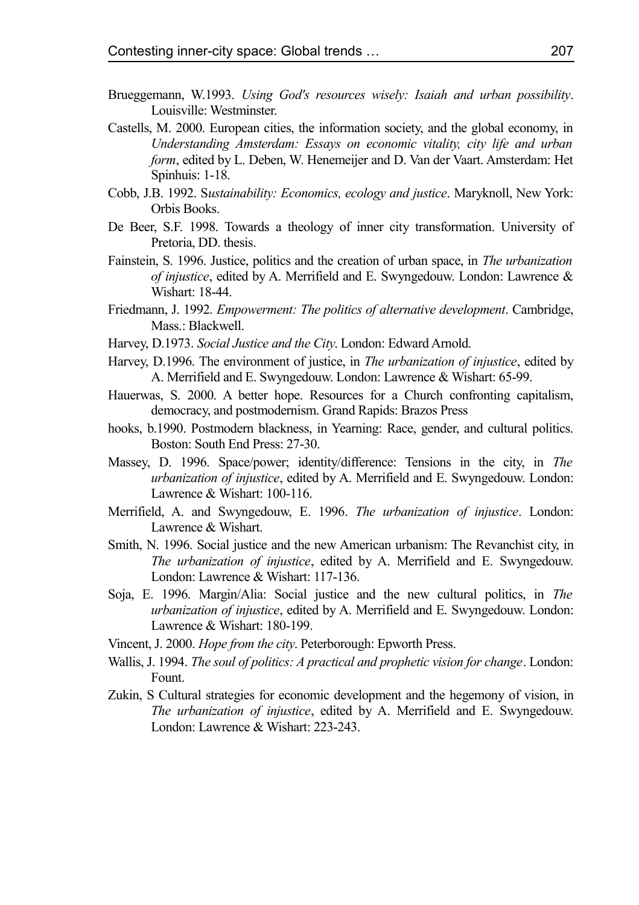Brueggemann, W.1993. *Using God's resources wisely: Isaiah and urban possibility*. Louisville: Westminster.

Castells, M. 2000. European cities, the information society, and the global economy, in *Understanding Amsterdam: Essays on economic vitality, city life and urban form*, edited by L. Deben, W. Henemeijer and D. Van der Vaart. Amsterdam: Het Spinhuis: 1-18.

Cobb, J.B. 1992. S*ustainability: Economics, ecology and justice*. Maryknoll, New York: Orbis Books.

De Beer, S.F. 1998. Towards a theology of inner city transformation. University of Pretoria, DD. thesis.

Fainstein, S. 1996. Justice, politics and the creation of urban space, in *The urbanization of injustice*, edited by A. Merrifield and E. Swyngedouw. London: Lawrence & Wishart: 18-44.

Friedmann, J. 1992. *Empowerment: The politics of alternative development*. Cambridge, Mass.: Blackwell.

Harvey, D.1973. *Social Justice and the City*. London: Edward Arnold.

Harvey, D.1996. The environment of justice, in *The urbanization of injustice*, edited by A. Merrifield and E. Swyngedouw. London: Lawrence & Wishart: 65-99.

Hauerwas, S. 2000. A better hope. Resources for a Church confronting capitalism, democracy, and postmodernism. Grand Rapids: Brazos Press

hooks, b.1990. Postmodern blackness, in Yearning: Race, gender, and cultural politics. Boston: South End Press: 27-30.

Massey, D. 1996. Space/power; identity/difference: Tensions in the city, in *The urbanization of injustice*, edited by A. Merrifield and E. Swyngedouw. London: Lawrence & Wishart: 100-116.

Merrifield, A. and Swyngedouw, E. 1996. *The urbanization of injustice*. London: Lawrence & Wishart.

Smith, N. 1996. Social justice and the new American urbanism: The Revanchist city, in *The urbanization of injustice*, edited by A. Merrifield and E. Swyngedouw. London: Lawrence & Wishart: 117-136.

Soja, E. 1996. Margin/Alia: Social justice and the new cultural politics, in *The urbanization of injustice*, edited by A. Merrifield and E. Swyngedouw. London: Lawrence & Wishart: 180-199.

Vincent, J. 2000. *Hope from the city*. Peterborough: Epworth Press.

Wallis, J. 1994. *The soul of politics: A practical and prophetic vision for change*. London: Fount.

Zukin, S Cultural strategies for economic development and the hegemony of vision, in *The urbanization of injustice*, edited by A. Merrifield and E. Swyngedouw. London: Lawrence & Wishart: 223-243.